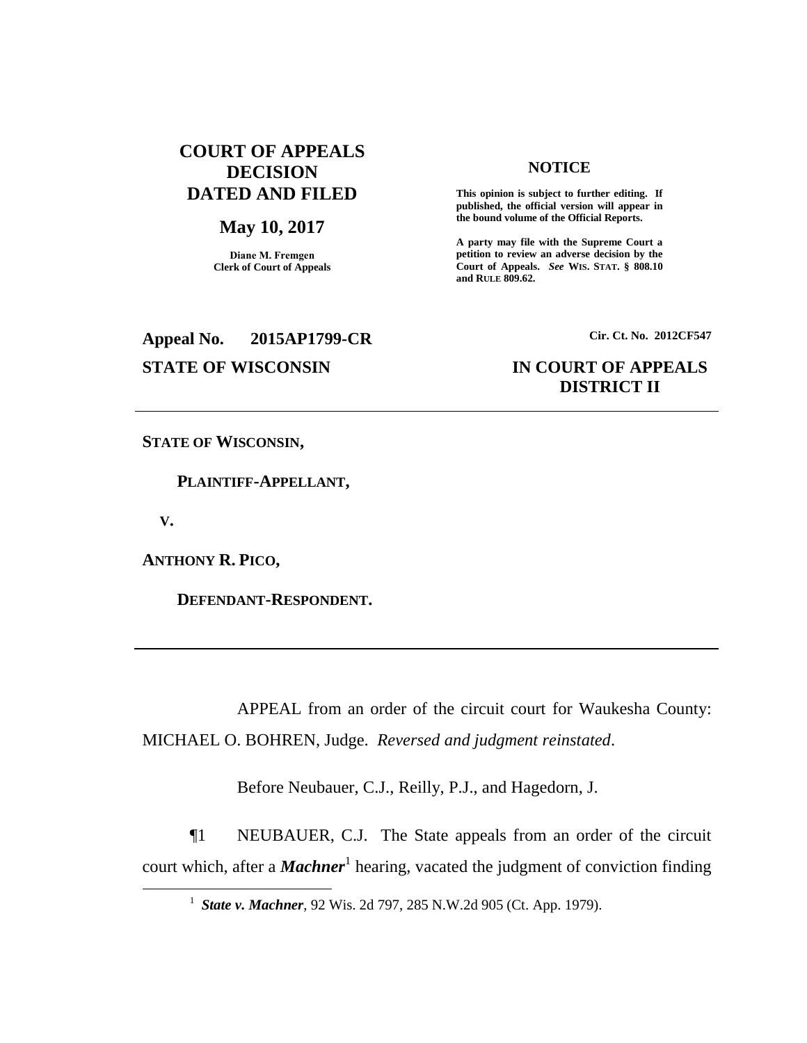**COURT OF APPEALS DECISION DATED AND FILED**

**May 10, 2017**

**Diane M. Fremgen**
**Clerk of Court of Appeals**

**NOTICE**

**This opinion is subject to further editing. If published, the official version will appear in the bound volume of the Official Reports.**

**A party may file with the Supreme Court a petition to review an adverse decision by the Court of Appeals.** ***See*** **WIS. STAT. § 808.10 and RULE 809.62.**

**Appeal No. 2015AP1799-CR**

**Cir. Ct. No. 2012CF547**

**STATE OF WISCONSIN**

**IN COURT OF APPEALS**
**DISTRICT II**

---

**STATE OF WISCONSIN,**

**PLAINTIFF-APPELLANT,**

**V.**

**ANTHONY R. PICO,**

**DEFENDANT-RESPONDENT.**

---

APPEAL from an order of the circuit court for Waukesha County: MICHAEL O. BOHREN, Judge. *Reversed and judgment reinstated*.

Before Neubauer, C.J., Reilly, P.J., and Hagedorn, J.

¶1 NEUBAUER, C.J. The State appeals from an order of the circuit court which, after a ***Machner***[1] hearing, vacated the judgment of conviction finding

[1] ***State v. Machner***, 92 Wis. 2d 797, 285 N.W.2d 905 (Ct. App. 1979).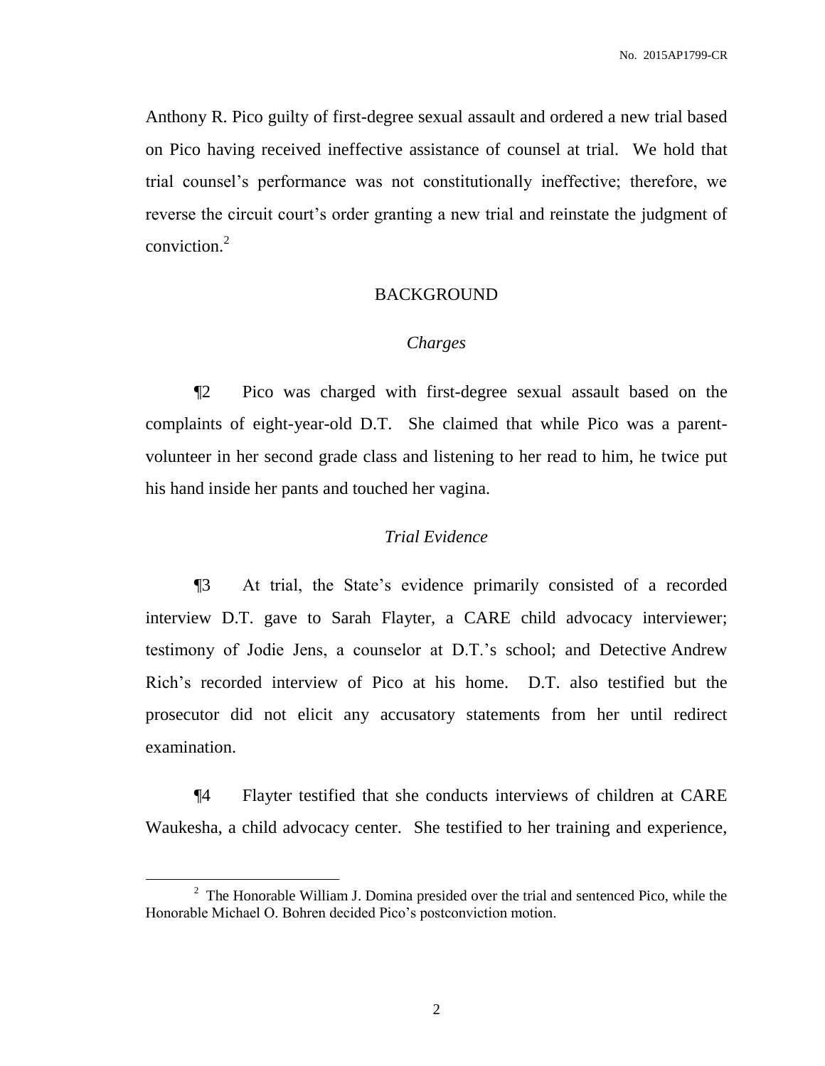Anthony R. Pico guilty of first-degree sexual assault and ordered a new trial based on Pico having received ineffective assistance of counsel at trial. We hold that trial counsel's performance was not constitutionally ineffective; therefore, we reverse the circuit court's order granting a new trial and reinstate the judgment of conviction.[2]

## BACKGROUND

### *Charges*

¶2 Pico was charged with first-degree sexual assault based on the complaints of eight-year-old D.T. She claimed that while Pico was a parent-volunteer in her second grade class and listening to her read to him, he twice put his hand inside her pants and touched her vagina.

### *Trial Evidence*

¶3 At trial, the State's evidence primarily consisted of a recorded interview D.T. gave to Sarah Flayter, a CARE child advocacy interviewer; testimony of Jodie Jens, a counselor at D.T.'s school; and Detective Andrew Rich's recorded interview of Pico at his home. D.T. also testified but the prosecutor did not elicit any accusatory statements from her until redirect examination.

¶4 Flayter testified that she conducts interviews of children at CARE Waukesha, a child advocacy center. She testified to her training and experience,

---

[2] The Honorable William J. Domina presided over the trial and sentenced Pico, while the Honorable Michael O. Bohren decided Pico's postconviction motion.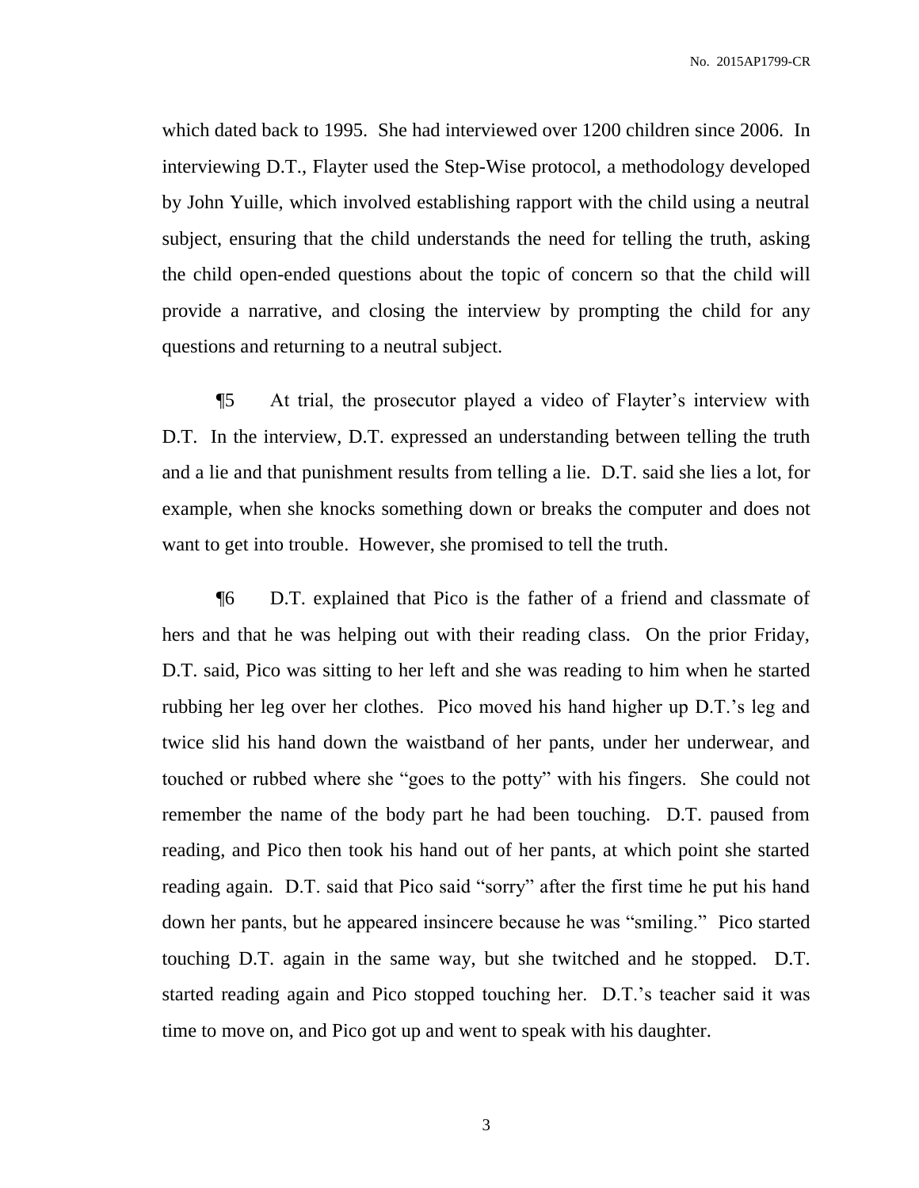which dated back to 1995. She had interviewed over 1200 children since 2006. In interviewing D.T., Flayter used the Step-Wise protocol, a methodology developed by John Yuille, which involved establishing rapport with the child using a neutral subject, ensuring that the child understands the need for telling the truth, asking the child open-ended questions about the topic of concern so that the child will provide a narrative, and closing the interview by prompting the child for any questions and returning to a neutral subject.

¶5 At trial, the prosecutor played a video of Flayter's interview with D.T. In the interview, D.T. expressed an understanding between telling the truth and a lie and that punishment results from telling a lie. D.T. said she lies a lot, for example, when she knocks something down or breaks the computer and does not want to get into trouble. However, she promised to tell the truth.

¶6 D.T. explained that Pico is the father of a friend and classmate of hers and that he was helping out with their reading class. On the prior Friday, D.T. said, Pico was sitting to her left and she was reading to him when he started rubbing her leg over her clothes. Pico moved his hand higher up D.T.'s leg and twice slid his hand down the waistband of her pants, under her underwear, and touched or rubbed where she "goes to the potty" with his fingers. She could not remember the name of the body part he had been touching. D.T. paused from reading, and Pico then took his hand out of her pants, at which point she started reading again. D.T. said that Pico said "sorry" after the first time he put his hand down her pants, but he appeared insincere because he was "smiling." Pico started touching D.T. again in the same way, but she twitched and he stopped. D.T. started reading again and Pico stopped touching her. D.T.'s teacher said it was time to move on, and Pico got up and went to speak with his daughter.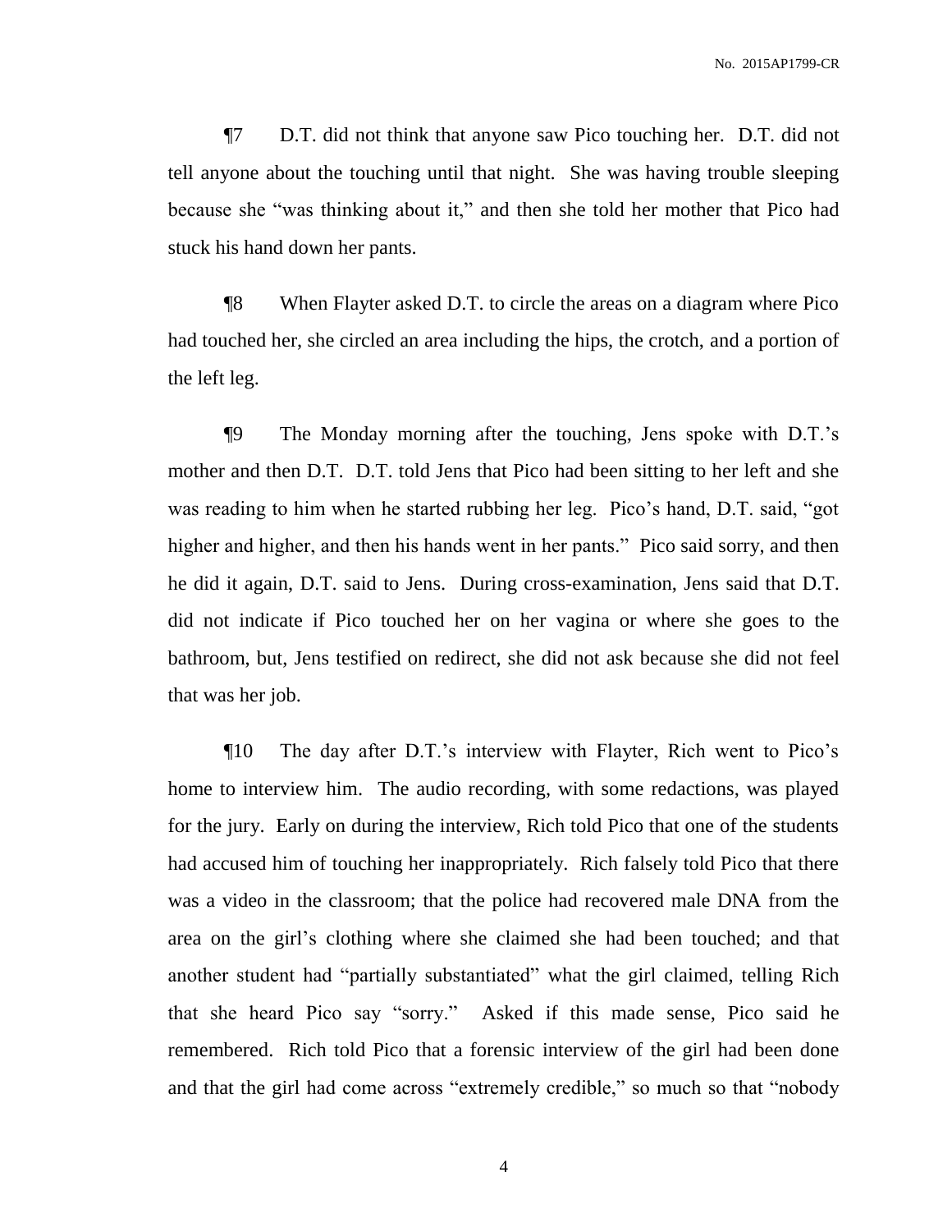¶7 D.T. did not think that anyone saw Pico touching her. D.T. did not tell anyone about the touching until that night. She was having trouble sleeping because she "was thinking about it," and then she told her mother that Pico had stuck his hand down her pants.

¶8 When Flayter asked D.T. to circle the areas on a diagram where Pico had touched her, she circled an area including the hips, the crotch, and a portion of the left leg.

¶9 The Monday morning after the touching, Jens spoke with D.T.'s mother and then D.T. D.T. told Jens that Pico had been sitting to her left and she was reading to him when he started rubbing her leg. Pico's hand, D.T. said, "got higher and higher, and then his hands went in her pants." Pico said sorry, and then he did it again, D.T. said to Jens. During cross-examination, Jens said that D.T. did not indicate if Pico touched her on her vagina or where she goes to the bathroom, but, Jens testified on redirect, she did not ask because she did not feel that was her job.

¶10 The day after D.T.'s interview with Flayter, Rich went to Pico's home to interview him. The audio recording, with some redactions, was played for the jury. Early on during the interview, Rich told Pico that one of the students had accused him of touching her inappropriately. Rich falsely told Pico that there was a video in the classroom; that the police had recovered male DNA from the area on the girl's clothing where she claimed she had been touched; and that another student had "partially substantiated" what the girl claimed, telling Rich that she heard Pico say "sorry." Asked if this made sense, Pico said he remembered. Rich told Pico that a forensic interview of the girl had been done and that the girl had come across "extremely credible," so much so that "nobody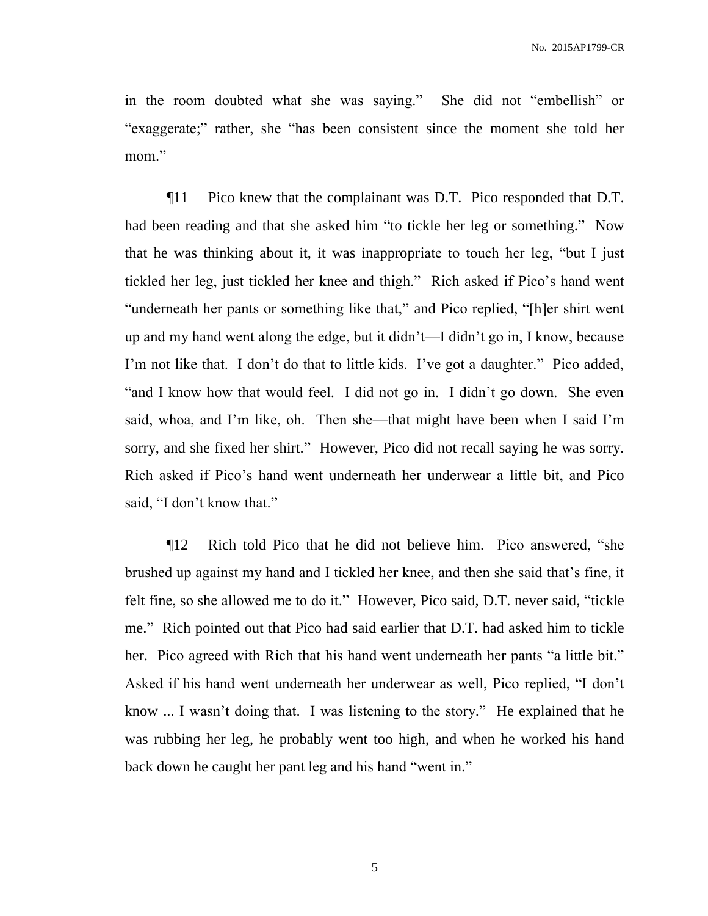in the room doubted what she was saying." She did not "embellish" or "exaggerate;" rather, she "has been consistent since the moment she told her mom."

¶11 Pico knew that the complainant was D.T. Pico responded that D.T. had been reading and that she asked him "to tickle her leg or something." Now that he was thinking about it, it was inappropriate to touch her leg, "but I just tickled her leg, just tickled her knee and thigh." Rich asked if Pico's hand went "underneath her pants or something like that," and Pico replied, "[h]er shirt went up and my hand went along the edge, but it didn't—I didn't go in, I know, because I'm not like that. I don't do that to little kids. I've got a daughter." Pico added, "and I know how that would feel. I did not go in. I didn't go down. She even said, whoa, and I'm like, oh. Then she—that might have been when I said I'm sorry, and she fixed her shirt." However, Pico did not recall saying he was sorry. Rich asked if Pico's hand went underneath her underwear a little bit, and Pico said, "I don't know that."

¶12 Rich told Pico that he did not believe him. Pico answered, "she brushed up against my hand and I tickled her knee, and then she said that's fine, it felt fine, so she allowed me to do it." However, Pico said, D.T. never said, "tickle me." Rich pointed out that Pico had said earlier that D.T. had asked him to tickle her. Pico agreed with Rich that his hand went underneath her pants "a little bit." Asked if his hand went underneath her underwear as well, Pico replied, "I don't know ... I wasn't doing that. I was listening to the story." He explained that he was rubbing her leg, he probably went too high, and when he worked his hand back down he caught her pant leg and his hand "went in."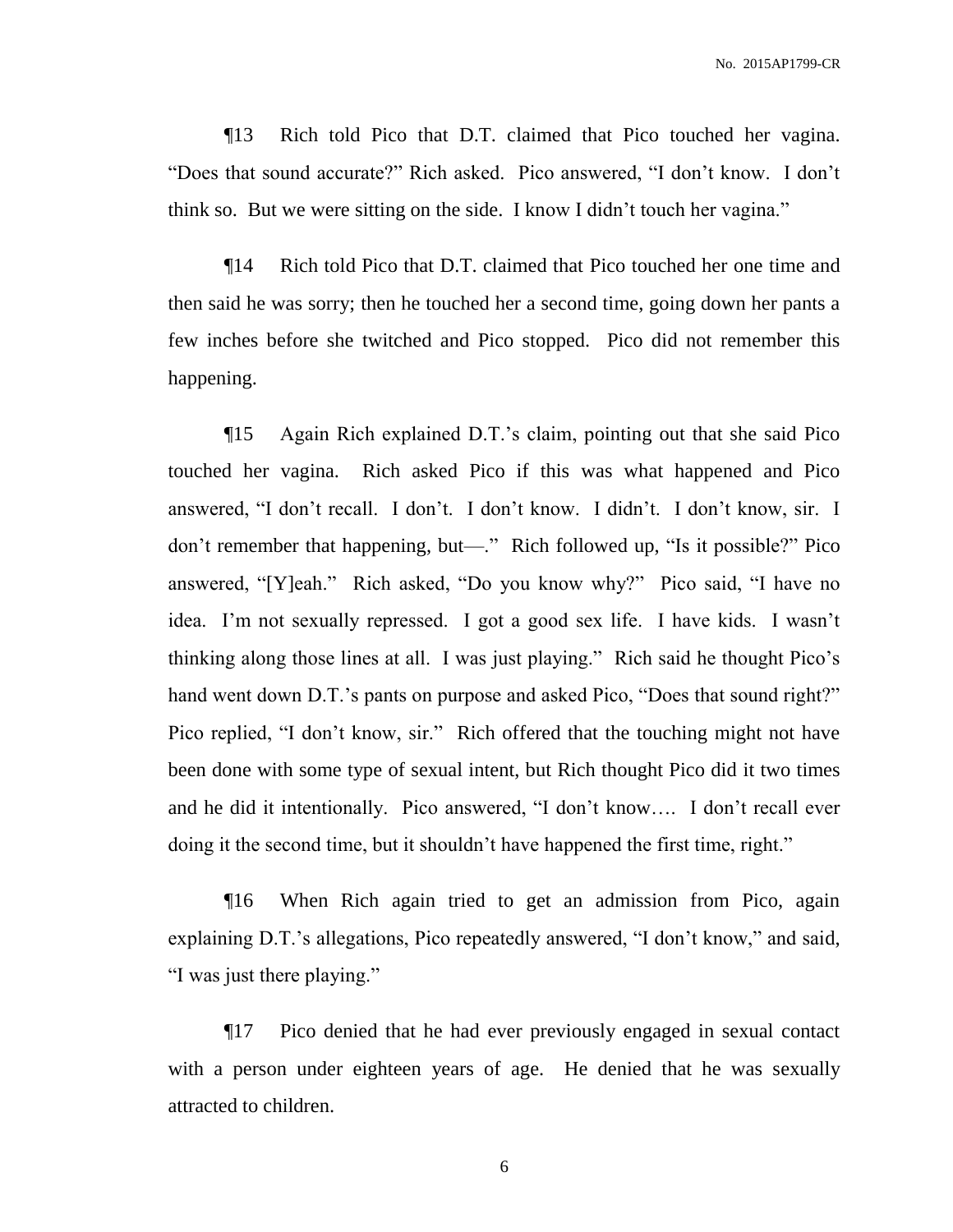¶13 Rich told Pico that D.T. claimed that Pico touched her vagina. "Does that sound accurate?" Rich asked. Pico answered, "I don't know. I don't think so. But we were sitting on the side. I know I didn't touch her vagina."

¶14 Rich told Pico that D.T. claimed that Pico touched her one time and then said he was sorry; then he touched her a second time, going down her pants a few inches before she twitched and Pico stopped. Pico did not remember this happening.

¶15 Again Rich explained D.T.'s claim, pointing out that she said Pico touched her vagina. Rich asked Pico if this was what happened and Pico answered, "I don't recall. I don't. I don't know. I didn't. I don't know, sir. I don't remember that happening, but—." Rich followed up, "Is it possible?" Pico answered, "[Y]eah." Rich asked, "Do you know why?" Pico said, "I have no idea. I'm not sexually repressed. I got a good sex life. I have kids. I wasn't thinking along those lines at all. I was just playing." Rich said he thought Pico's hand went down D.T.'s pants on purpose and asked Pico, "Does that sound right?" Pico replied, "I don't know, sir." Rich offered that the touching might not have been done with some type of sexual intent, but Rich thought Pico did it two times and he did it intentionally. Pico answered, "I don't know…. I don't recall ever doing it the second time, but it shouldn't have happened the first time, right."

¶16 When Rich again tried to get an admission from Pico, again explaining D.T.'s allegations, Pico repeatedly answered, "I don't know," and said, "I was just there playing."

¶17 Pico denied that he had ever previously engaged in sexual contact with a person under eighteen years of age. He denied that he was sexually attracted to children.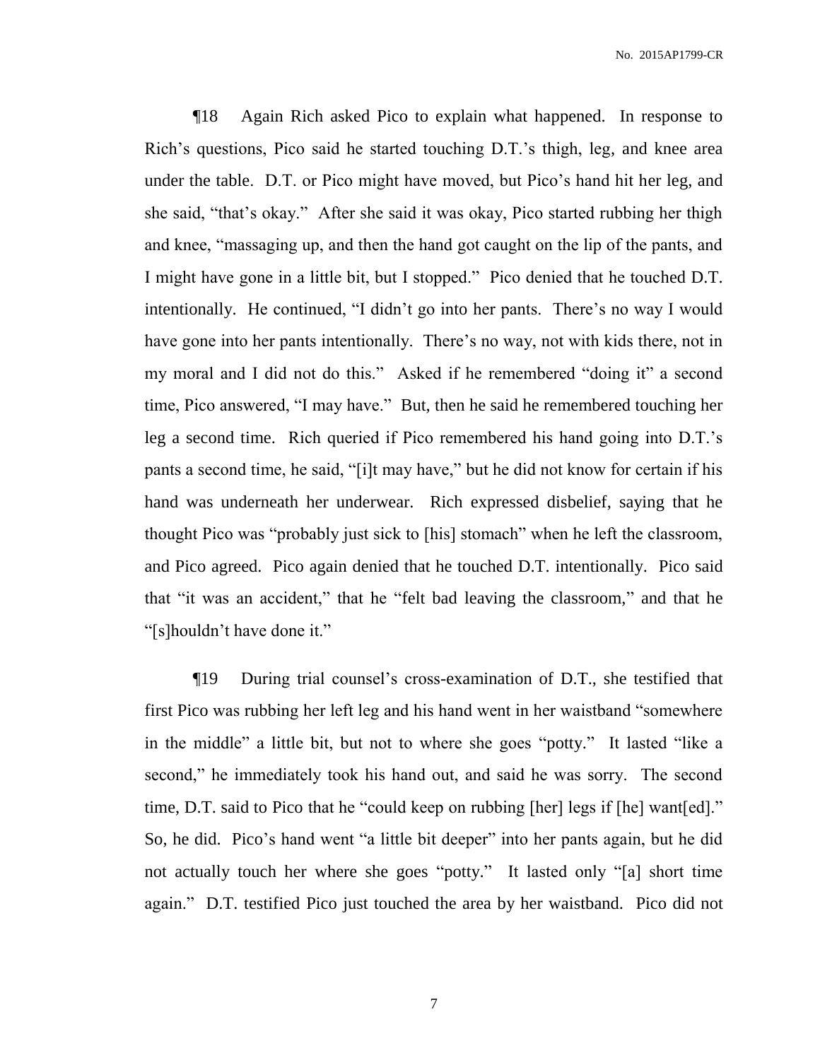¶18 Again Rich asked Pico to explain what happened. In response to Rich's questions, Pico said he started touching D.T.'s thigh, leg, and knee area under the table. D.T. or Pico might have moved, but Pico's hand hit her leg, and she said, "that's okay." After she said it was okay, Pico started rubbing her thigh and knee, "massaging up, and then the hand got caught on the lip of the pants, and I might have gone in a little bit, but I stopped." Pico denied that he touched D.T. intentionally. He continued, "I didn't go into her pants. There's no way I would have gone into her pants intentionally. There's no way, not with kids there, not in my moral and I did not do this." Asked if he remembered "doing it" a second time, Pico answered, "I may have." But, then he said he remembered touching her leg a second time. Rich queried if Pico remembered his hand going into D.T.'s pants a second time, he said, "[i]t may have," but he did not know for certain if his hand was underneath her underwear. Rich expressed disbelief, saying that he thought Pico was "probably just sick to [his] stomach" when he left the classroom, and Pico agreed. Pico again denied that he touched D.T. intentionally. Pico said that "it was an accident," that he "felt bad leaving the classroom," and that he "[s]houldn't have done it."

¶19 During trial counsel's cross-examination of D.T., she testified that first Pico was rubbing her left leg and his hand went in her waistband "somewhere in the middle" a little bit, but not to where she goes "potty." It lasted "like a second," he immediately took his hand out, and said he was sorry. The second time, D.T. said to Pico that he "could keep on rubbing [her] legs if [he] want[ed]." So, he did. Pico's hand went "a little bit deeper" into her pants again, but he did not actually touch her where she goes "potty." It lasted only "[a] short time again." D.T. testified Pico just touched the area by her waistband. Pico did not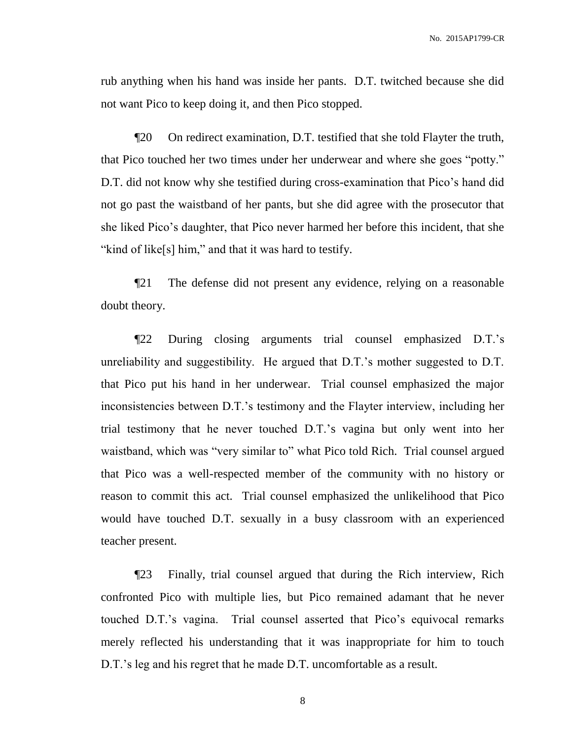rub anything when his hand was inside her pants. D.T. twitched because she did not want Pico to keep doing it, and then Pico stopped.

¶20 On redirect examination, D.T. testified that she told Flayter the truth, that Pico touched her two times under her underwear and where she goes "potty." D.T. did not know why she testified during cross-examination that Pico's hand did not go past the waistband of her pants, but she did agree with the prosecutor that she liked Pico's daughter, that Pico never harmed her before this incident, that she "kind of like[s] him," and that it was hard to testify.

¶21 The defense did not present any evidence, relying on a reasonable doubt theory.

¶22 During closing arguments trial counsel emphasized D.T.'s unreliability and suggestibility. He argued that D.T.'s mother suggested to D.T. that Pico put his hand in her underwear. Trial counsel emphasized the major inconsistencies between D.T.'s testimony and the Flayter interview, including her trial testimony that he never touched D.T.'s vagina but only went into her waistband, which was "very similar to" what Pico told Rich. Trial counsel argued that Pico was a well-respected member of the community with no history or reason to commit this act. Trial counsel emphasized the unlikelihood that Pico would have touched D.T. sexually in a busy classroom with an experienced teacher present.

¶23 Finally, trial counsel argued that during the Rich interview, Rich confronted Pico with multiple lies, but Pico remained adamant that he never touched D.T.'s vagina. Trial counsel asserted that Pico's equivocal remarks merely reflected his understanding that it was inappropriate for him to touch D.T.'s leg and his regret that he made D.T. uncomfortable as a result.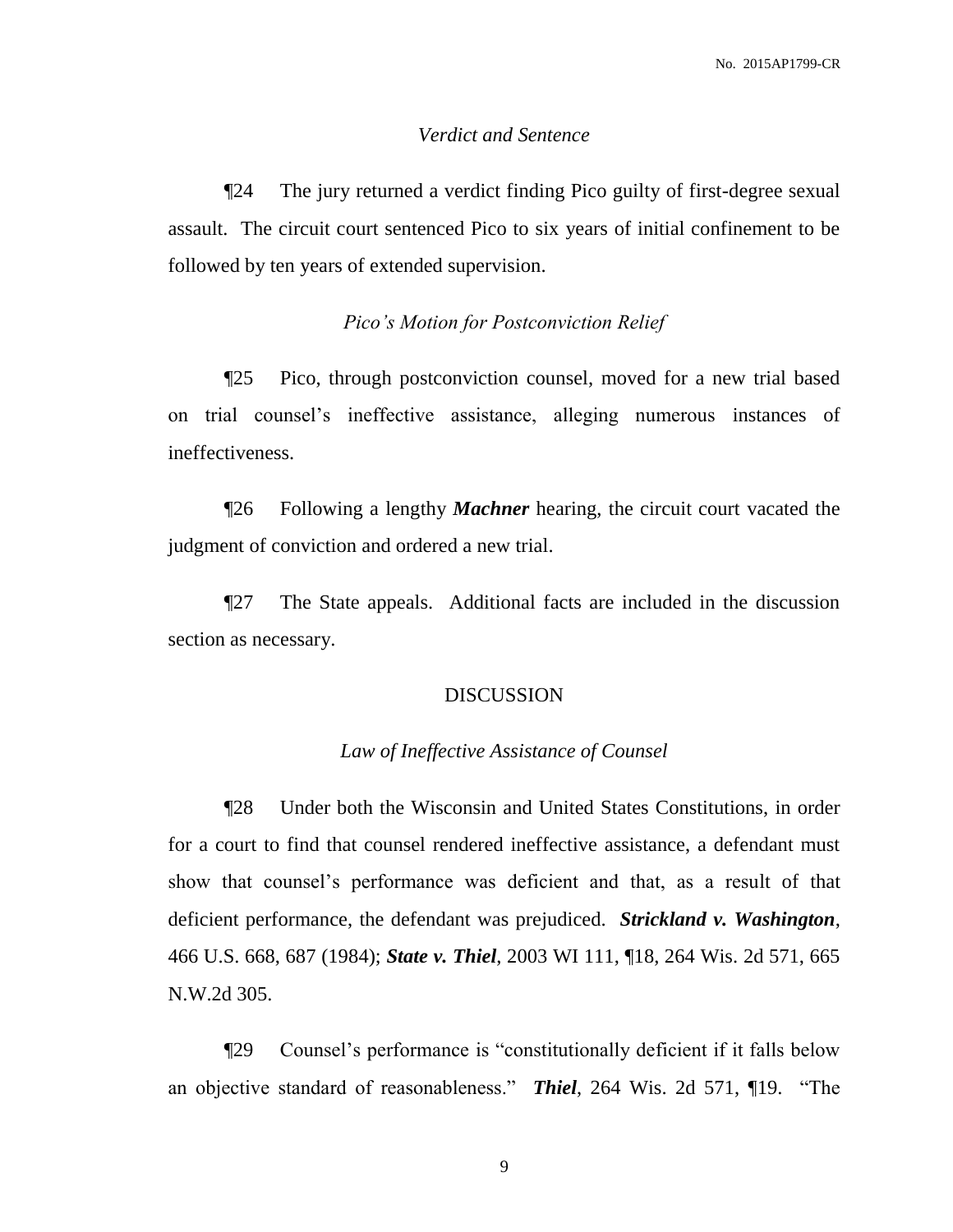*Verdict and Sentence*

¶24 The jury returned a verdict finding Pico guilty of first-degree sexual assault. The circuit court sentenced Pico to six years of initial confinement to be followed by ten years of extended supervision.

*Pico's Motion for Postconviction Relief*

¶25 Pico, through postconviction counsel, moved for a new trial based on trial counsel's ineffective assistance, alleging numerous instances of ineffectiveness.

¶26 Following a lengthy ***Machner*** hearing, the circuit court vacated the judgment of conviction and ordered a new trial.

¶27 The State appeals. Additional facts are included in the discussion section as necessary.

DISCUSSION

*Law of Ineffective Assistance of Counsel*

¶28 Under both the Wisconsin and United States Constitutions, in order for a court to find that counsel rendered ineffective assistance, a defendant must show that counsel's performance was deficient and that, as a result of that deficient performance, the defendant was prejudiced. ***Strickland v. Washington***, 466 U.S. 668, 687 (1984); ***State v. Thiel***, 2003 WI 111, ¶18, 264 Wis. 2d 571, 665 N.W.2d 305.

¶29 Counsel's performance is "constitutionally deficient if it falls below an objective standard of reasonableness." ***Thiel***, 264 Wis. 2d 571, ¶19. "The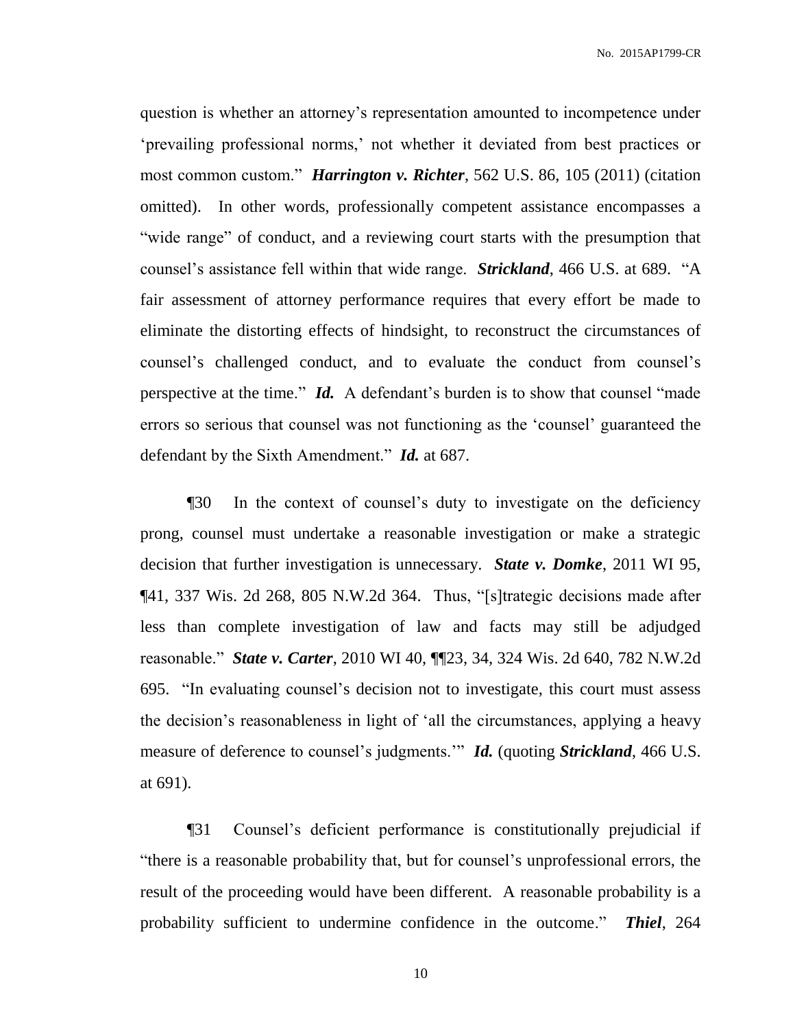question is whether an attorney's representation amounted to incompetence under 'prevailing professional norms,' not whether it deviated from best practices or most common custom." ***Harrington v. Richter***, 562 U.S. 86, 105 (2011) (citation omitted). In other words, professionally competent assistance encompasses a "wide range" of conduct, and a reviewing court starts with the presumption that counsel's assistance fell within that wide range. ***Strickland***, 466 U.S. at 689. "A fair assessment of attorney performance requires that every effort be made to eliminate the distorting effects of hindsight, to reconstruct the circumstances of counsel's challenged conduct, and to evaluate the conduct from counsel's perspective at the time." ***Id.*** A defendant's burden is to show that counsel "made errors so serious that counsel was not functioning as the 'counsel' guaranteed the defendant by the Sixth Amendment." ***Id.*** at 687.

¶30 In the context of counsel's duty to investigate on the deficiency prong, counsel must undertake a reasonable investigation or make a strategic decision that further investigation is unnecessary. ***State v. Domke***, 2011 WI 95, ¶41, 337 Wis. 2d 268, 805 N.W.2d 364. Thus, "[s]trategic decisions made after less than complete investigation of law and facts may still be adjudged reasonable." ***State v. Carter***, 2010 WI 40, ¶¶23, 34, 324 Wis. 2d 640, 782 N.W.2d 695. "In evaluating counsel's decision not to investigate, this court must assess the decision's reasonableness in light of 'all the circumstances, applying a heavy measure of deference to counsel's judgments.'" ***Id.*** (quoting ***Strickland***, 466 U.S. at 691).

¶31 Counsel's deficient performance is constitutionally prejudicial if "there is a reasonable probability that, but for counsel's unprofessional errors, the result of the proceeding would have been different. A reasonable probability is a probability sufficient to undermine confidence in the outcome." ***Thiel***, 264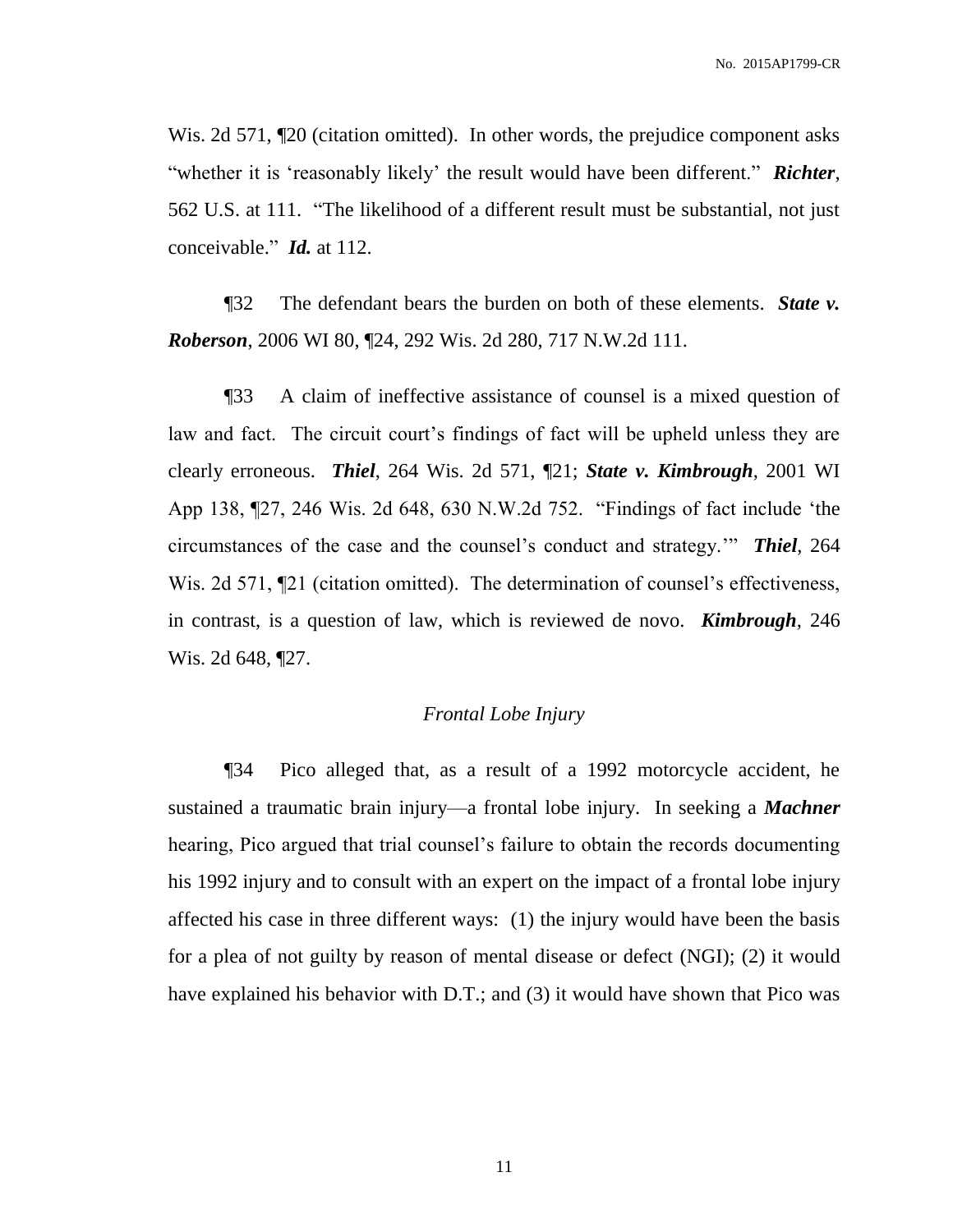Wis. 2d 571, ¶20 (citation omitted). In other words, the prejudice component asks "whether it is 'reasonably likely' the result would have been different." ***Richter***, 562 U.S. at 111. "The likelihood of a different result must be substantial, not just conceivable." ***Id.*** at 112.

¶32 The defendant bears the burden on both of these elements. ***State v. Roberson***, 2006 WI 80, ¶24, 292 Wis. 2d 280, 717 N.W.2d 111.

¶33 A claim of ineffective assistance of counsel is a mixed question of law and fact. The circuit court's findings of fact will be upheld unless they are clearly erroneous. ***Thiel***, 264 Wis. 2d 571, ¶21; ***State v. Kimbrough***, 2001 WI App 138, ¶27, 246 Wis. 2d 648, 630 N.W.2d 752. "Findings of fact include 'the circumstances of the case and the counsel's conduct and strategy.'" ***Thiel***, 264 Wis. 2d 571, ¶21 (citation omitted). The determination of counsel's effectiveness, in contrast, is a question of law, which is reviewed de novo. ***Kimbrough***, 246 Wis. 2d 648, ¶27.

*Frontal Lobe Injury*

¶34 Pico alleged that, as a result of a 1992 motorcycle accident, he sustained a traumatic brain injury—a frontal lobe injury. In seeking a ***Machner*** hearing, Pico argued that trial counsel's failure to obtain the records documenting his 1992 injury and to consult with an expert on the impact of a frontal lobe injury affected his case in three different ways: (1) the injury would have been the basis for a plea of not guilty by reason of mental disease or defect (NGI); (2) it would have explained his behavior with D.T.; and (3) it would have shown that Pico was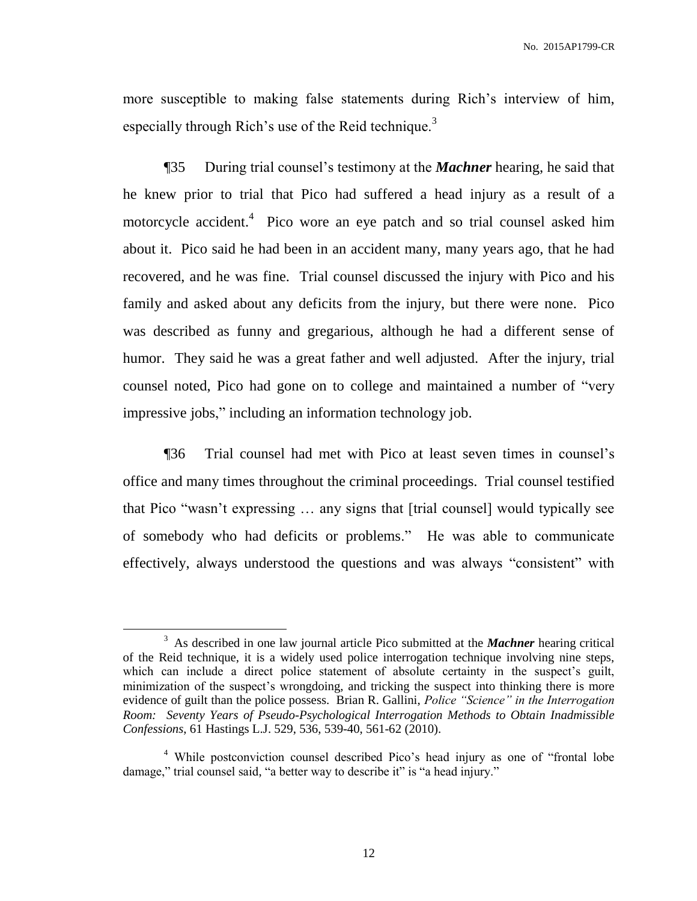more susceptible to making false statements during Rich's interview of him, especially through Rich's use of the Reid technique.[3]

¶35 During trial counsel's testimony at the ***Machner*** hearing, he said that he knew prior to trial that Pico had suffered a head injury as a result of a motorcycle accident.[4] Pico wore an eye patch and so trial counsel asked him about it. Pico said he had been in an accident many, many years ago, that he had recovered, and he was fine. Trial counsel discussed the injury with Pico and his family and asked about any deficits from the injury, but there were none. Pico was described as funny and gregarious, although he had a different sense of humor. They said he was a great father and well adjusted. After the injury, trial counsel noted, Pico had gone on to college and maintained a number of "very impressive jobs," including an information technology job.

¶36 Trial counsel had met with Pico at least seven times in counsel's office and many times throughout the criminal proceedings. Trial counsel testified that Pico "wasn't expressing … any signs that [trial counsel] would typically see of somebody who had deficits or problems." He was able to communicate effectively, always understood the questions and was always "consistent" with

---

[3] As described in one law journal article Pico submitted at the ***Machner*** hearing critical of the Reid technique, it is a widely used police interrogation technique involving nine steps, which can include a direct police statement of absolute certainty in the suspect's guilt, minimization of the suspect's wrongdoing, and tricking the suspect into thinking there is more evidence of guilt than the police possess. Brian R. Gallini, *Police "Science" in the Interrogation Room: Seventy Years of Pseudo-Psychological Interrogation Methods to Obtain Inadmissible Confessions*, 61 Hastings L.J. 529, 536, 539-40, 561-62 (2010).

[4] While postconviction counsel described Pico's head injury as one of "frontal lobe damage," trial counsel said, "a better way to describe it" is "a head injury."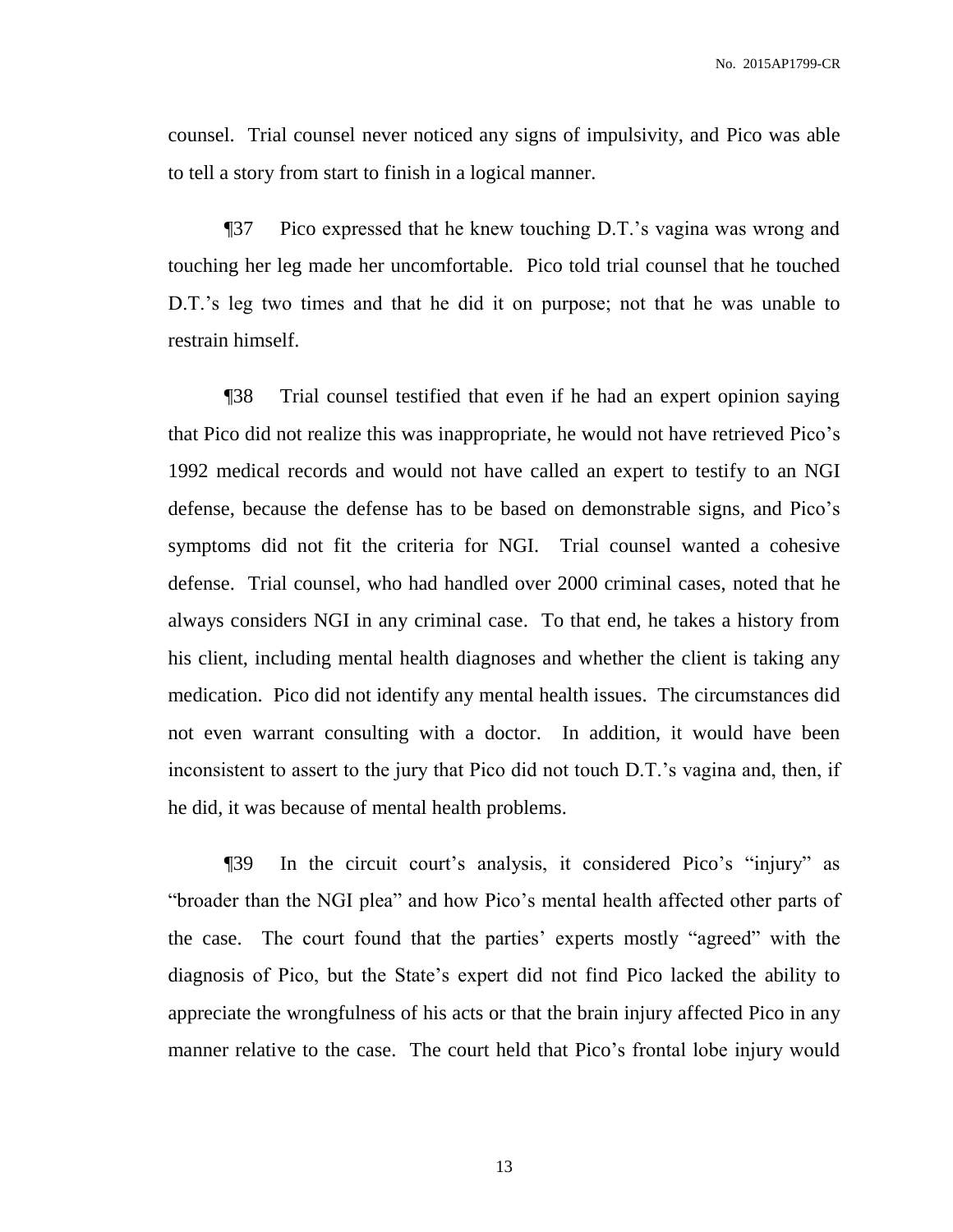counsel. Trial counsel never noticed any signs of impulsivity, and Pico was able to tell a story from start to finish in a logical manner.

¶37 Pico expressed that he knew touching D.T.'s vagina was wrong and touching her leg made her uncomfortable. Pico told trial counsel that he touched D.T.'s leg two times and that he did it on purpose; not that he was unable to restrain himself.

¶38 Trial counsel testified that even if he had an expert opinion saying that Pico did not realize this was inappropriate, he would not have retrieved Pico's 1992 medical records and would not have called an expert to testify to an NGI defense, because the defense has to be based on demonstrable signs, and Pico's symptoms did not fit the criteria for NGI. Trial counsel wanted a cohesive defense. Trial counsel, who had handled over 2000 criminal cases, noted that he always considers NGI in any criminal case. To that end, he takes a history from his client, including mental health diagnoses and whether the client is taking any medication. Pico did not identify any mental health issues. The circumstances did not even warrant consulting with a doctor. In addition, it would have been inconsistent to assert to the jury that Pico did not touch D.T.'s vagina and, then, if he did, it was because of mental health problems.

¶39 In the circuit court's analysis, it considered Pico's "injury" as "broader than the NGI plea" and how Pico's mental health affected other parts of the case. The court found that the parties' experts mostly "agreed" with the diagnosis of Pico, but the State's expert did not find Pico lacked the ability to appreciate the wrongfulness of his acts or that the brain injury affected Pico in any manner relative to the case. The court held that Pico's frontal lobe injury would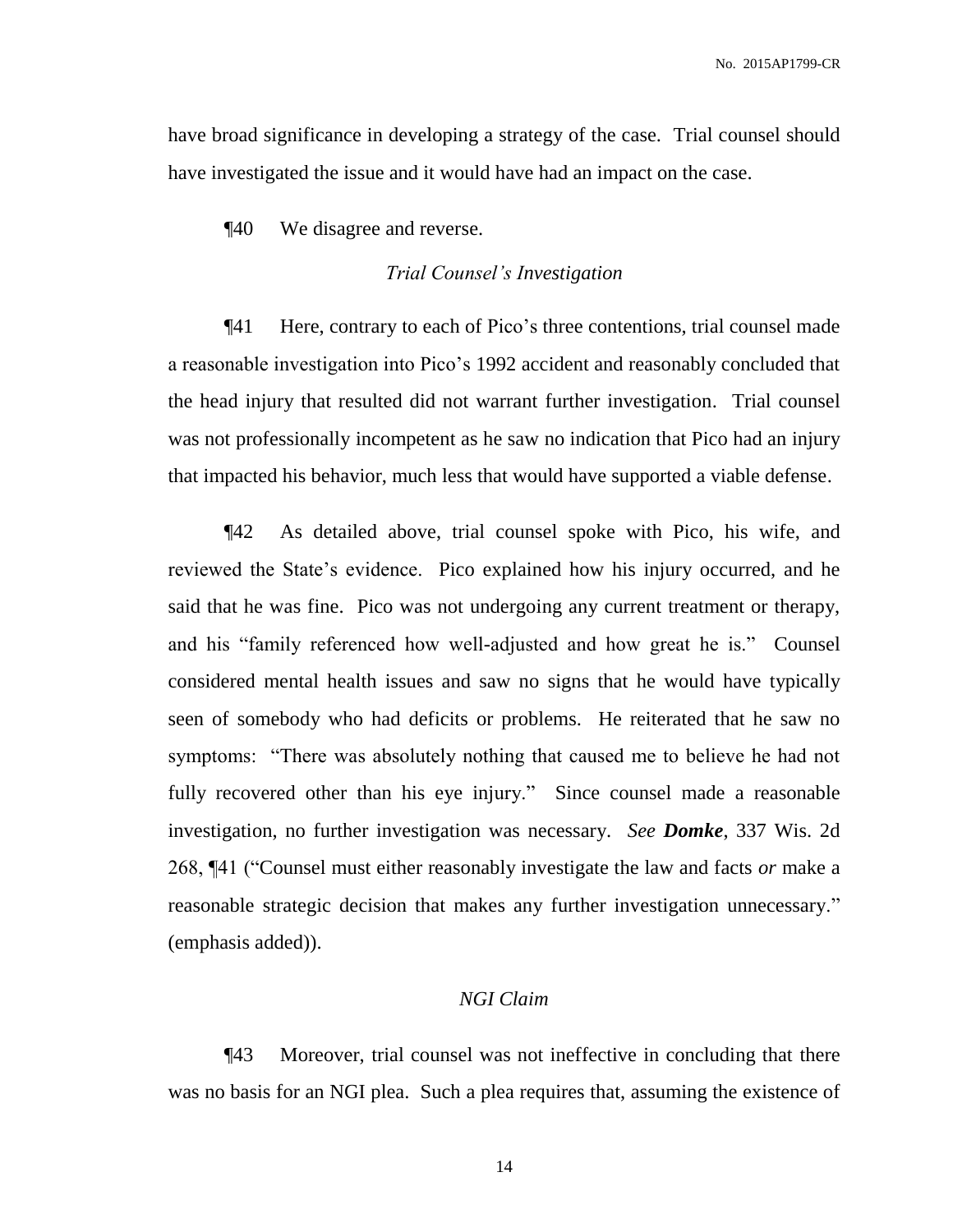have broad significance in developing a strategy of the case. Trial counsel should have investigated the issue and it would have had an impact on the case.

¶40 We disagree and reverse.

*Trial Counsel's Investigation*

¶41 Here, contrary to each of Pico's three contentions, trial counsel made a reasonable investigation into Pico's 1992 accident and reasonably concluded that the head injury that resulted did not warrant further investigation. Trial counsel was not professionally incompetent as he saw no indication that Pico had an injury that impacted his behavior, much less that would have supported a viable defense.

¶42 As detailed above, trial counsel spoke with Pico, his wife, and reviewed the State's evidence. Pico explained how his injury occurred, and he said that he was fine. Pico was not undergoing any current treatment or therapy, and his "family referenced how well-adjusted and how great he is." Counsel considered mental health issues and saw no signs that he would have typically seen of somebody who had deficits or problems. He reiterated that he saw no symptoms: "There was absolutely nothing that caused me to believe he had not fully recovered other than his eye injury." Since counsel made a reasonable investigation, no further investigation was necessary. *See* ***Domke***, 337 Wis. 2d 268, ¶41 ("Counsel must either reasonably investigate the law and facts *or* make a reasonable strategic decision that makes any further investigation unnecessary." (emphasis added)).

*NGI Claim*

¶43 Moreover, trial counsel was not ineffective in concluding that there was no basis for an NGI plea. Such a plea requires that, assuming the existence of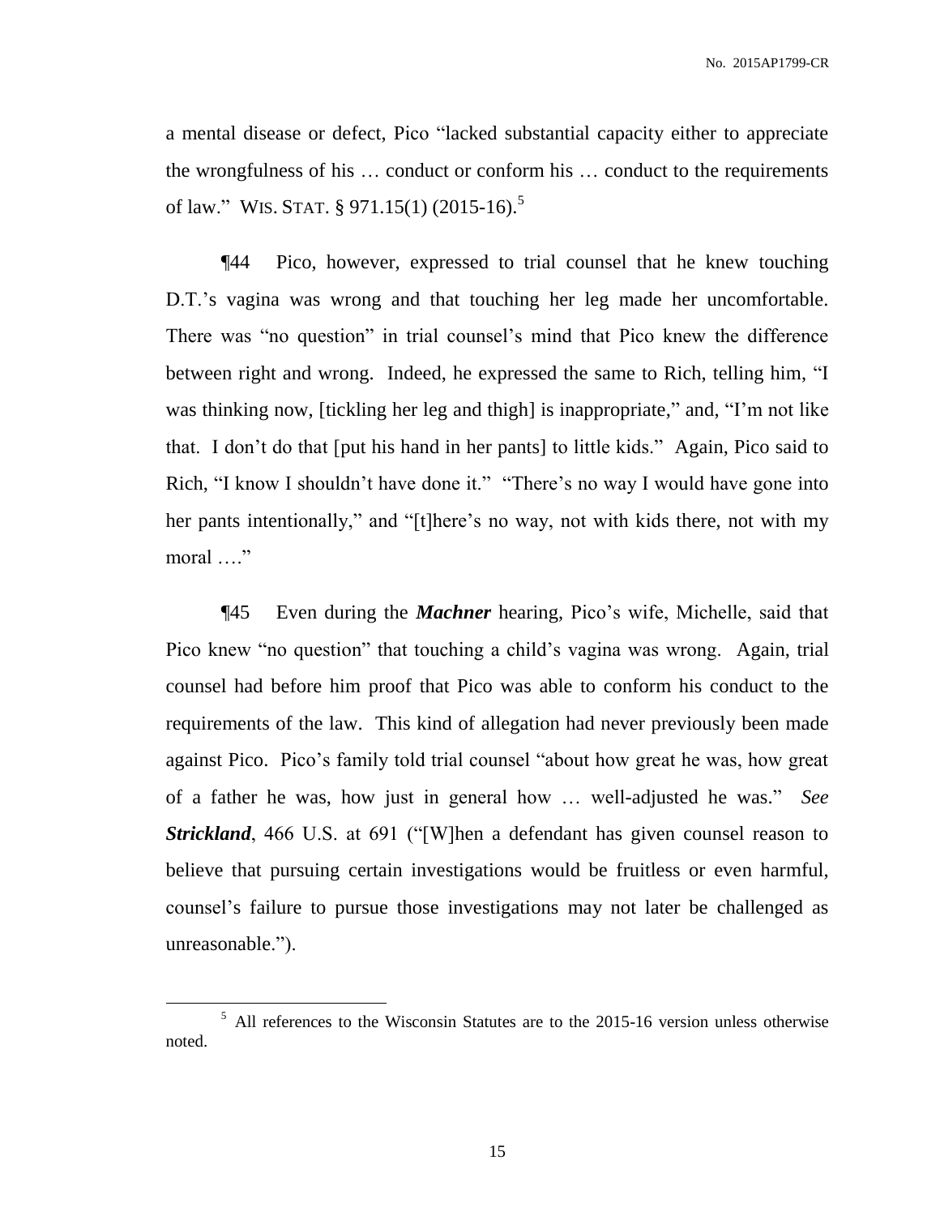a mental disease or defect, Pico "lacked substantial capacity either to appreciate the wrongfulness of his … conduct or conform his … conduct to the requirements of law." WIS. STAT. § 971.15(1) (2015-16).[5]

¶44 Pico, however, expressed to trial counsel that he knew touching D.T.'s vagina was wrong and that touching her leg made her uncomfortable. There was "no question" in trial counsel's mind that Pico knew the difference between right and wrong. Indeed, he expressed the same to Rich, telling him, "I was thinking now, [tickling her leg and thigh] is inappropriate," and, "I'm not like that. I don't do that [put his hand in her pants] to little kids." Again, Pico said to Rich, "I know I shouldn't have done it." "There's no way I would have gone into her pants intentionally," and "[t]here's no way, not with kids there, not with my moral …."

¶45 Even during the ***Machner*** hearing, Pico's wife, Michelle, said that Pico knew "no question" that touching a child's vagina was wrong. Again, trial counsel had before him proof that Pico was able to conform his conduct to the requirements of the law. This kind of allegation had never previously been made against Pico. Pico's family told trial counsel "about how great he was, how great of a father he was, how just in general how … well-adjusted he was." *See* ***Strickland***, 466 U.S. at 691 ("[W]hen a defendant has given counsel reason to believe that pursuing certain investigations would be fruitless or even harmful, counsel's failure to pursue those investigations may not later be challenged as unreasonable.").

---

[5] All references to the Wisconsin Statutes are to the 2015-16 version unless otherwise noted.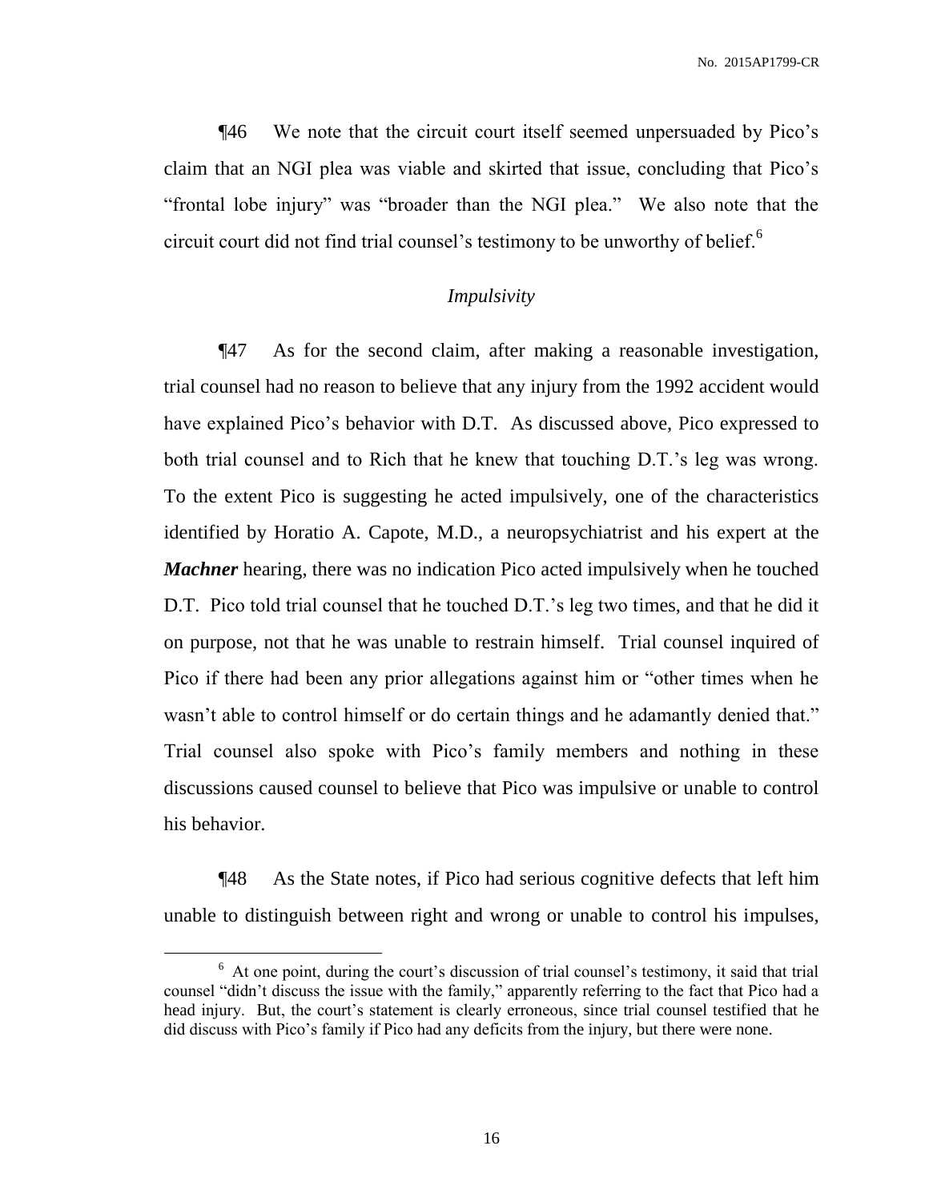¶46 We note that the circuit court itself seemed unpersuaded by Pico's claim that an NGI plea was viable and skirted that issue, concluding that Pico's "frontal lobe injury" was "broader than the NGI plea." We also note that the circuit court did not find trial counsel's testimony to be unworthy of belief.[6]

*Impulsivity*

¶47 As for the second claim, after making a reasonable investigation, trial counsel had no reason to believe that any injury from the 1992 accident would have explained Pico's behavior with D.T. As discussed above, Pico expressed to both trial counsel and to Rich that he knew that touching D.T.'s leg was wrong. To the extent Pico is suggesting he acted impulsively, one of the characteristics identified by Horatio A. Capote, M.D., a neuropsychiatrist and his expert at the ***Machner*** hearing, there was no indication Pico acted impulsively when he touched D.T. Pico told trial counsel that he touched D.T.'s leg two times, and that he did it on purpose, not that he was unable to restrain himself. Trial counsel inquired of Pico if there had been any prior allegations against him or "other times when he wasn't able to control himself or do certain things and he adamantly denied that." Trial counsel also spoke with Pico's family members and nothing in these discussions caused counsel to believe that Pico was impulsive or unable to control his behavior.

¶48 As the State notes, if Pico had serious cognitive defects that left him unable to distinguish between right and wrong or unable to control his impulses,

---

[6] At one point, during the court's discussion of trial counsel's testimony, it said that trial counsel "didn't discuss the issue with the family," apparently referring to the fact that Pico had a head injury. But, the court's statement is clearly erroneous, since trial counsel testified that he did discuss with Pico's family if Pico had any deficits from the injury, but there were none.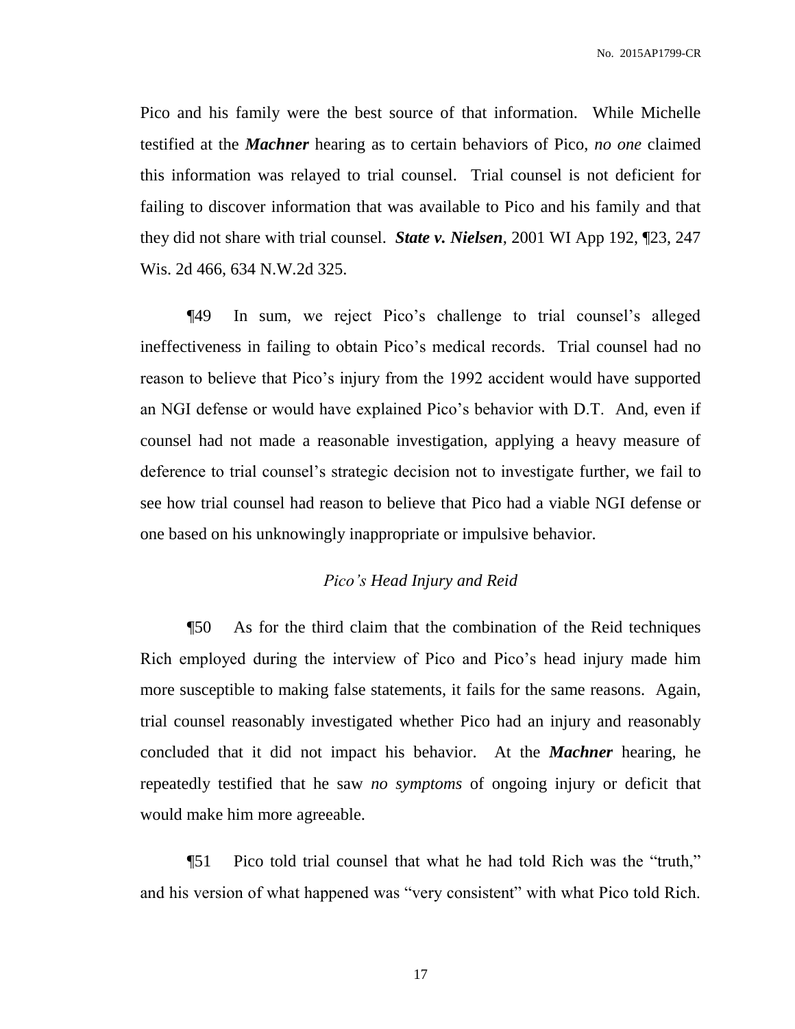Pico and his family were the best source of that information. While Michelle testified at the ***Machner*** hearing as to certain behaviors of Pico, *no one* claimed this information was relayed to trial counsel. Trial counsel is not deficient for failing to discover information that was available to Pico and his family and that they did not share with trial counsel. ***State v. Nielsen***, 2001 WI App 192, ¶23, 247 Wis. 2d 466, 634 N.W.2d 325.

¶49 In sum, we reject Pico's challenge to trial counsel's alleged ineffectiveness in failing to obtain Pico's medical records. Trial counsel had no reason to believe that Pico's injury from the 1992 accident would have supported an NGI defense or would have explained Pico's behavior with D.T. And, even if counsel had not made a reasonable investigation, applying a heavy measure of deference to trial counsel's strategic decision not to investigate further, we fail to see how trial counsel had reason to believe that Pico had a viable NGI defense or one based on his unknowingly inappropriate or impulsive behavior.

*Pico's Head Injury and Reid*

¶50 As for the third claim that the combination of the Reid techniques Rich employed during the interview of Pico and Pico's head injury made him more susceptible to making false statements, it fails for the same reasons. Again, trial counsel reasonably investigated whether Pico had an injury and reasonably concluded that it did not impact his behavior. At the ***Machner*** hearing, he repeatedly testified that he saw *no symptoms* of ongoing injury or deficit that would make him more agreeable.

¶51 Pico told trial counsel that what he had told Rich was the "truth," and his version of what happened was "very consistent" with what Pico told Rich.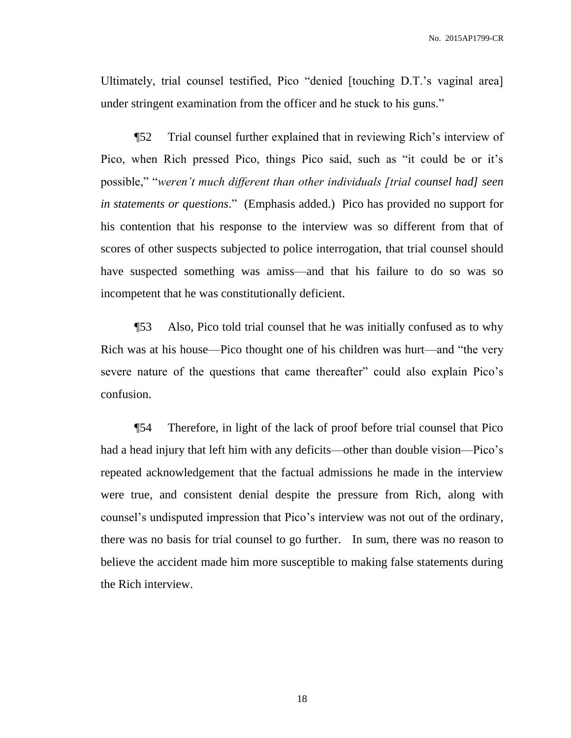Ultimately, trial counsel testified, Pico "denied [touching D.T.'s vaginal area] under stringent examination from the officer and he stuck to his guns."

¶52 Trial counsel further explained that in reviewing Rich's interview of Pico, when Rich pressed Pico, things Pico said, such as "it could be or it's possible," "*weren't much different than other individuals [trial counsel had] seen in statements or questions*." (Emphasis added.) Pico has provided no support for his contention that his response to the interview was so different from that of scores of other suspects subjected to police interrogation, that trial counsel should have suspected something was amiss—and that his failure to do so was so incompetent that he was constitutionally deficient.

¶53 Also, Pico told trial counsel that he was initially confused as to why Rich was at his house—Pico thought one of his children was hurt—and "the very severe nature of the questions that came thereafter" could also explain Pico's confusion.

¶54 Therefore, in light of the lack of proof before trial counsel that Pico had a head injury that left him with any deficits—other than double vision—Pico's repeated acknowledgement that the factual admissions he made in the interview were true, and consistent denial despite the pressure from Rich, along with counsel's undisputed impression that Pico's interview was not out of the ordinary, there was no basis for trial counsel to go further. In sum, there was no reason to believe the accident made him more susceptible to making false statements during the Rich interview.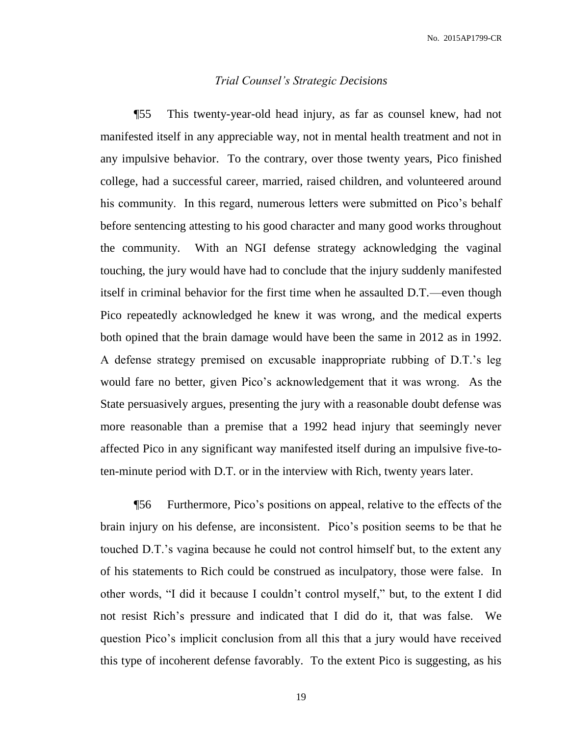*Trial Counsel's Strategic Decisions*

¶55 This twenty-year-old head injury, as far as counsel knew, had not manifested itself in any appreciable way, not in mental health treatment and not in any impulsive behavior. To the contrary, over those twenty years, Pico finished college, had a successful career, married, raised children, and volunteered around his community. In this regard, numerous letters were submitted on Pico's behalf before sentencing attesting to his good character and many good works throughout the community. With an NGI defense strategy acknowledging the vaginal touching, the jury would have had to conclude that the injury suddenly manifested itself in criminal behavior for the first time when he assaulted D.T.—even though Pico repeatedly acknowledged he knew it was wrong, and the medical experts both opined that the brain damage would have been the same in 2012 as in 1992. A defense strategy premised on excusable inappropriate rubbing of D.T.'s leg would fare no better, given Pico's acknowledgement that it was wrong. As the State persuasively argues, presenting the jury with a reasonable doubt defense was more reasonable than a premise that a 1992 head injury that seemingly never affected Pico in any significant way manifested itself during an impulsive five-to-ten-minute period with D.T. or in the interview with Rich, twenty years later.

¶56 Furthermore, Pico's positions on appeal, relative to the effects of the brain injury on his defense, are inconsistent. Pico's position seems to be that he touched D.T.'s vagina because he could not control himself but, to the extent any of his statements to Rich could be construed as inculpatory, those were false. In other words, "I did it because I couldn't control myself," but, to the extent I did not resist Rich's pressure and indicated that I did do it, that was false. We question Pico's implicit conclusion from all this that a jury would have received this type of incoherent defense favorably. To the extent Pico is suggesting, as his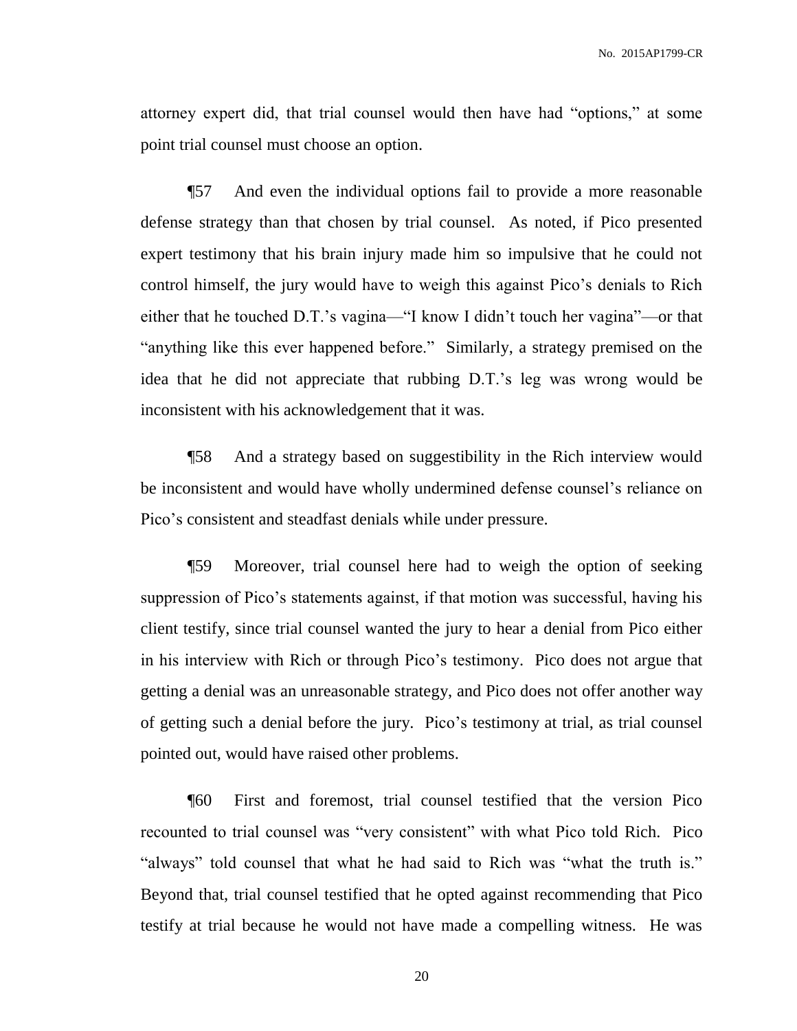attorney expert did, that trial counsel would then have had "options," at some point trial counsel must choose an option.

¶57 And even the individual options fail to provide a more reasonable defense strategy than that chosen by trial counsel. As noted, if Pico presented expert testimony that his brain injury made him so impulsive that he could not control himself, the jury would have to weigh this against Pico's denials to Rich either that he touched D.T.'s vagina—"I know I didn't touch her vagina"—or that "anything like this ever happened before." Similarly, a strategy premised on the idea that he did not appreciate that rubbing D.T.'s leg was wrong would be inconsistent with his acknowledgement that it was.

¶58 And a strategy based on suggestibility in the Rich interview would be inconsistent and would have wholly undermined defense counsel's reliance on Pico's consistent and steadfast denials while under pressure.

¶59 Moreover, trial counsel here had to weigh the option of seeking suppression of Pico's statements against, if that motion was successful, having his client testify, since trial counsel wanted the jury to hear a denial from Pico either in his interview with Rich or through Pico's testimony. Pico does not argue that getting a denial was an unreasonable strategy, and Pico does not offer another way of getting such a denial before the jury. Pico's testimony at trial, as trial counsel pointed out, would have raised other problems.

¶60 First and foremost, trial counsel testified that the version Pico recounted to trial counsel was "very consistent" with what Pico told Rich. Pico "always" told counsel that what he had said to Rich was "what the truth is." Beyond that, trial counsel testified that he opted against recommending that Pico testify at trial because he would not have made a compelling witness. He was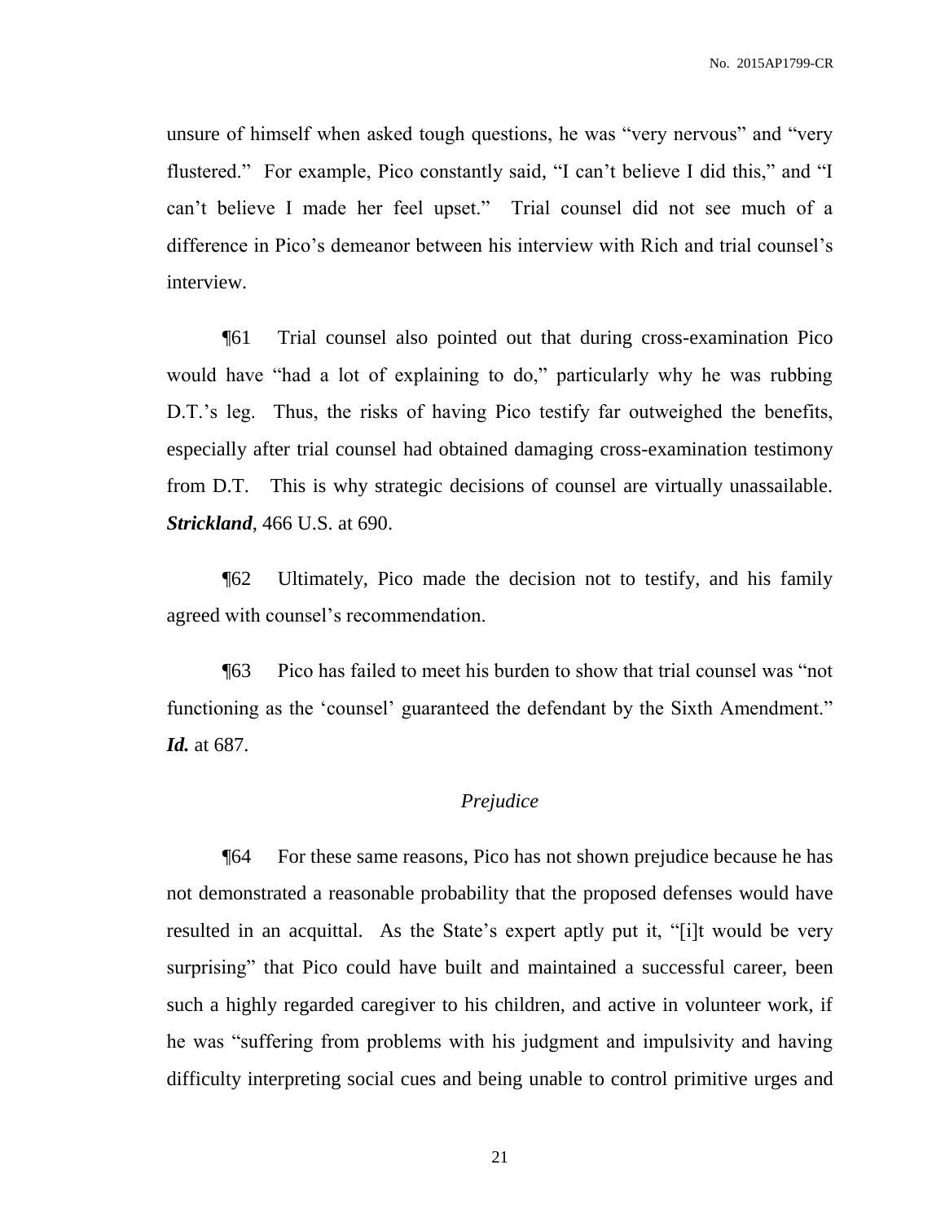unsure of himself when asked tough questions, he was "very nervous" and "very flustered." For example, Pico constantly said, "I can't believe I did this," and "I can't believe I made her feel upset." Trial counsel did not see much of a difference in Pico's demeanor between his interview with Rich and trial counsel's interview.

¶61 Trial counsel also pointed out that during cross-examination Pico would have "had a lot of explaining to do," particularly why he was rubbing D.T.'s leg. Thus, the risks of having Pico testify far outweighed the benefits, especially after trial counsel had obtained damaging cross-examination testimony from D.T. This is why strategic decisions of counsel are virtually unassailable. ***Strickland***, 466 U.S. at 690.

¶62 Ultimately, Pico made the decision not to testify, and his family agreed with counsel's recommendation.

¶63 Pico has failed to meet his burden to show that trial counsel was "not functioning as the 'counsel' guaranteed the defendant by the Sixth Amendment." ***Id.*** at 687.

*Prejudice*

¶64 For these same reasons, Pico has not shown prejudice because he has not demonstrated a reasonable probability that the proposed defenses would have resulted in an acquittal. As the State's expert aptly put it, "[i]t would be very surprising" that Pico could have built and maintained a successful career, been such a highly regarded caregiver to his children, and active in volunteer work, if he was "suffering from problems with his judgment and impulsivity and having difficulty interpreting social cues and being unable to control primitive urges and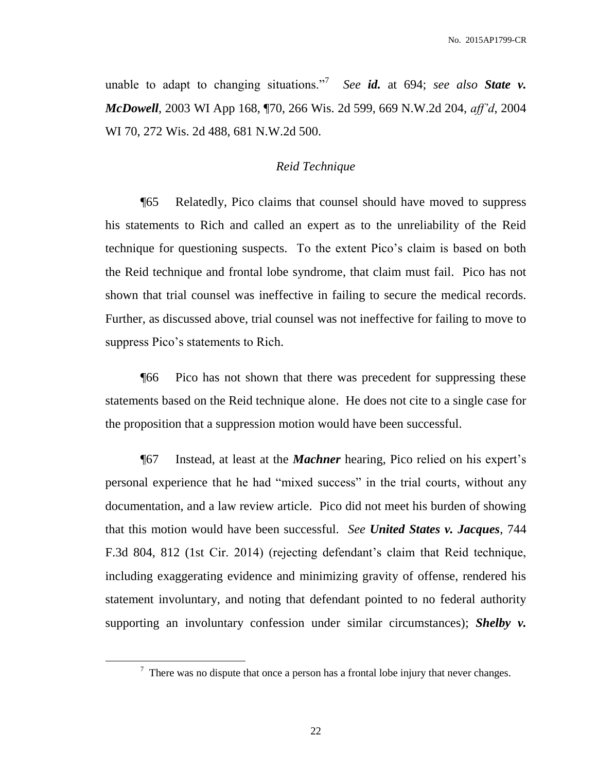unable to adapt to changing situations."[7] *See* ***id.*** at 694; *see also* ***State v. McDowell***, 2003 WI App 168, ¶70, 266 Wis. 2d 599, 669 N.W.2d 204, *aff'd*, 2004 WI 70, 272 Wis. 2d 488, 681 N.W.2d 500.

*Reid Technique*

¶65 Relatedly, Pico claims that counsel should have moved to suppress his statements to Rich and called an expert as to the unreliability of the Reid technique for questioning suspects. To the extent Pico's claim is based on both the Reid technique and frontal lobe syndrome, that claim must fail. Pico has not shown that trial counsel was ineffective in failing to secure the medical records. Further, as discussed above, trial counsel was not ineffective for failing to move to suppress Pico's statements to Rich.

¶66 Pico has not shown that there was precedent for suppressing these statements based on the Reid technique alone. He does not cite to a single case for the proposition that a suppression motion would have been successful.

¶67 Instead, at least at the ***Machner*** hearing, Pico relied on his expert's personal experience that he had "mixed success" in the trial courts, without any documentation, and a law review article. Pico did not meet his burden of showing that this motion would have been successful. *See* ***United States v. Jacques***, 744 F.3d 804, 812 (1st Cir. 2014) (rejecting defendant's claim that Reid technique, including exaggerating evidence and minimizing gravity of offense, rendered his statement involuntary, and noting that defendant pointed to no federal authority supporting an involuntary confession under similar circumstances); ***Shelby v.***

---

[7] There was no dispute that once a person has a frontal lobe injury that never changes.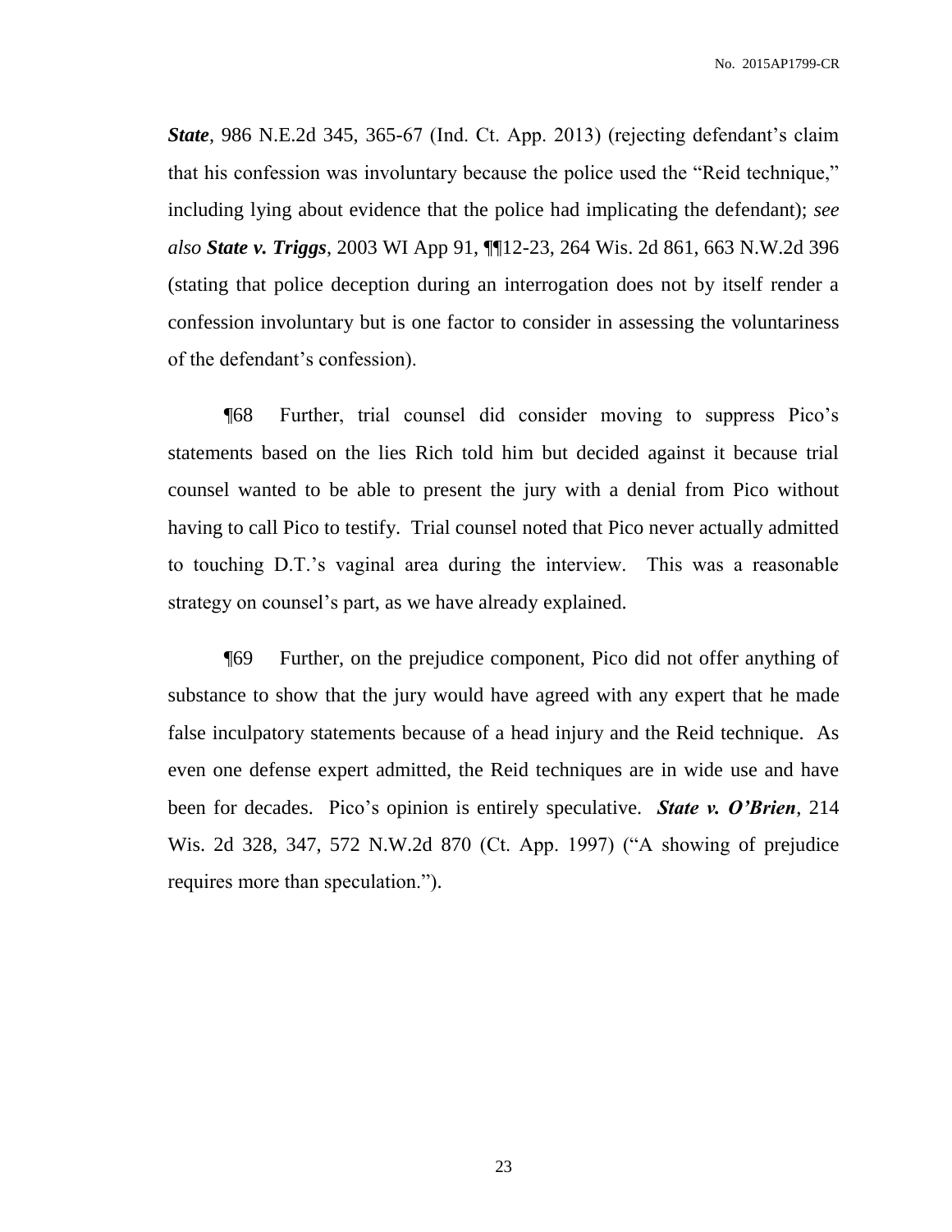***State***, 986 N.E.2d 345, 365-67 (Ind. Ct. App. 2013) (rejecting defendant's claim that his confession was involuntary because the police used the "Reid technique," including lying about evidence that the police had implicating the defendant); *see also* ***State v. Triggs***, 2003 WI App 91, ¶¶12-23, 264 Wis. 2d 861, 663 N.W.2d 396 (stating that police deception during an interrogation does not by itself render a confession involuntary but is one factor to consider in assessing the voluntariness of the defendant's confession).

¶68 Further, trial counsel did consider moving to suppress Pico's statements based on the lies Rich told him but decided against it because trial counsel wanted to be able to present the jury with a denial from Pico without having to call Pico to testify. Trial counsel noted that Pico never actually admitted to touching D.T.'s vaginal area during the interview. This was a reasonable strategy on counsel's part, as we have already explained.

¶69 Further, on the prejudice component, Pico did not offer anything of substance to show that the jury would have agreed with any expert that he made false inculpatory statements because of a head injury and the Reid technique. As even one defense expert admitted, the Reid techniques are in wide use and have been for decades. Pico's opinion is entirely speculative. ***State v. O'Brien***, 214 Wis. 2d 328, 347, 572 N.W.2d 870 (Ct. App. 1997) ("A showing of prejudice requires more than speculation.").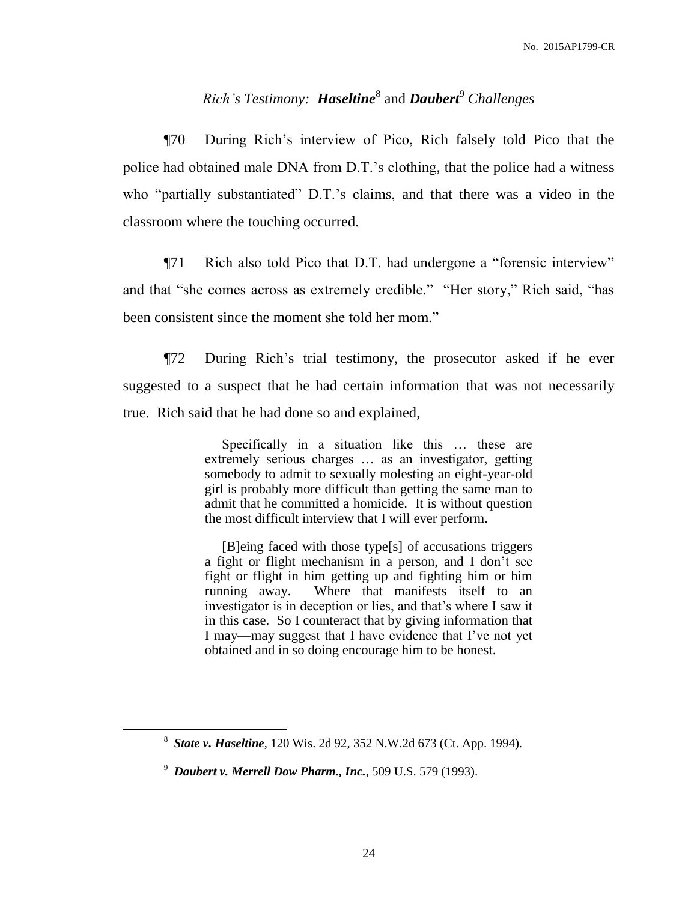### *Rich's Testimony:* ***Haseltine***[8] and ***Daubert***[9] *Challenges*

¶70 During Rich's interview of Pico, Rich falsely told Pico that the police had obtained male DNA from D.T.'s clothing, that the police had a witness who "partially substantiated" D.T.'s claims, and that there was a video in the classroom where the touching occurred.

¶71 Rich also told Pico that D.T. had undergone a "forensic interview" and that "she comes across as extremely credible." "Her story," Rich said, "has been consistent since the moment she told her mom."

¶72 During Rich's trial testimony, the prosecutor asked if he ever suggested to a suspect that he had certain information that was not necessarily true. Rich said that he had done so and explained,

> Specifically in a situation like this … these are extremely serious charges … as an investigator, getting somebody to admit to sexually molesting an eight-year-old girl is probably more difficult than getting the same man to admit that he committed a homicide. It is without question the most difficult interview that I will ever perform.
>
> [B]eing faced with those type[s] of accusations triggers a fight or flight mechanism in a person, and I don't see fight or flight in him getting up and fighting him or him running away. Where that manifests itself to an investigator is in deception or lies, and that's where I saw it in this case. So I counteract that by giving information that I may—may suggest that I have evidence that I've not yet obtained and in so doing encourage him to be honest.

---

[8] ***State v. Haseltine***, 120 Wis. 2d 92, 352 N.W.2d 673 (Ct. App. 1994).

[9] ***Daubert v. Merrell Dow Pharm., Inc.***, 509 U.S. 579 (1993).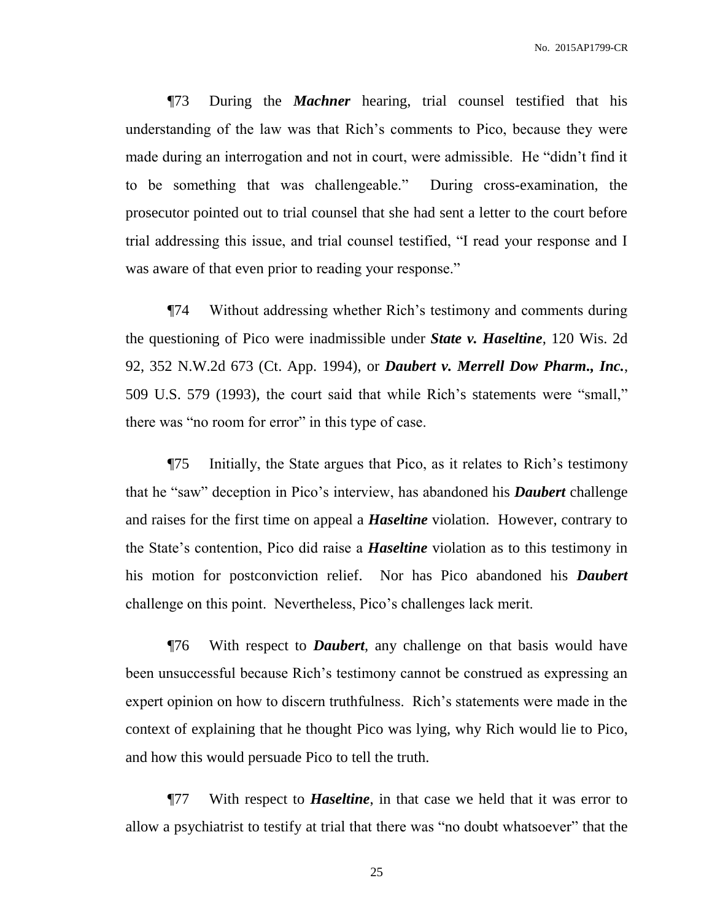¶73 During the ***Machner*** hearing, trial counsel testified that his understanding of the law was that Rich's comments to Pico, because they were made during an interrogation and not in court, were admissible. He "didn't find it to be something that was challengeable." During cross-examination, the prosecutor pointed out to trial counsel that she had sent a letter to the court before trial addressing this issue, and trial counsel testified, "I read your response and I was aware of that even prior to reading your response."

¶74 Without addressing whether Rich's testimony and comments during the questioning of Pico were inadmissible under ***State v. Haseltine***, 120 Wis. 2d 92, 352 N.W.2d 673 (Ct. App. 1994), or ***Daubert v. Merrell Dow Pharm., Inc.***, 509 U.S. 579 (1993), the court said that while Rich's statements were "small," there was "no room for error" in this type of case.

¶75 Initially, the State argues that Pico, as it relates to Rich's testimony that he "saw" deception in Pico's interview, has abandoned his ***Daubert*** challenge and raises for the first time on appeal a ***Haseltine*** violation. However, contrary to the State's contention, Pico did raise a ***Haseltine*** violation as to this testimony in his motion for postconviction relief. Nor has Pico abandoned his ***Daubert*** challenge on this point. Nevertheless, Pico's challenges lack merit.

¶76 With respect to ***Daubert***, any challenge on that basis would have been unsuccessful because Rich's testimony cannot be construed as expressing an expert opinion on how to discern truthfulness. Rich's statements were made in the context of explaining that he thought Pico was lying, why Rich would lie to Pico, and how this would persuade Pico to tell the truth.

¶77 With respect to ***Haseltine***, in that case we held that it was error to allow a psychiatrist to testify at trial that there was "no doubt whatsoever" that the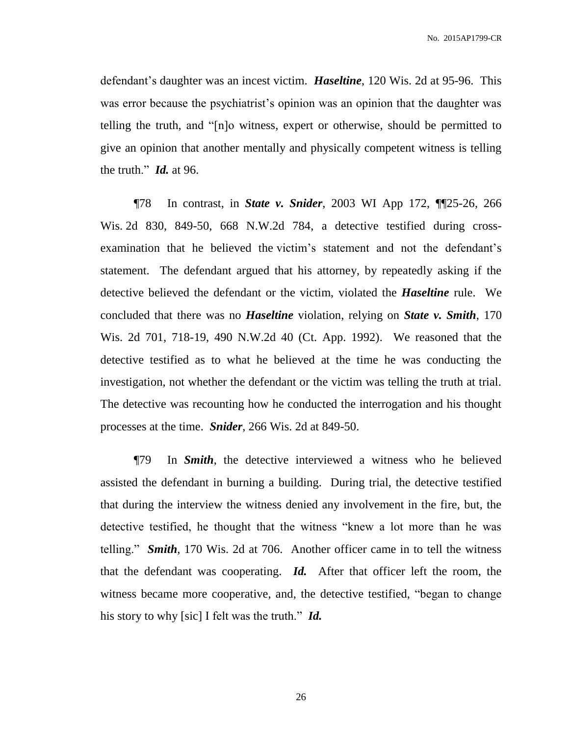defendant's daughter was an incest victim. ***Haseltine***, 120 Wis. 2d at 95-96. This was error because the psychiatrist's opinion was an opinion that the daughter was telling the truth, and "[n]o witness, expert or otherwise, should be permitted to give an opinion that another mentally and physically competent witness is telling the truth." ***Id.*** at 96.

¶78 In contrast, in ***State v. Snider***, 2003 WI App 172, ¶¶25-26, 266 Wis. 2d 830, 849-50, 668 N.W.2d 784, a detective testified during cross-examination that he believed the victim's statement and not the defendant's statement. The defendant argued that his attorney, by repeatedly asking if the detective believed the defendant or the victim, violated the ***Haseltine*** rule. We concluded that there was no ***Haseltine*** violation, relying on ***State v. Smith***, 170 Wis. 2d 701, 718-19, 490 N.W.2d 40 (Ct. App. 1992). We reasoned that the detective testified as to what he believed at the time he was conducting the investigation, not whether the defendant or the victim was telling the truth at trial. The detective was recounting how he conducted the interrogation and his thought processes at the time. ***Snider***, 266 Wis. 2d at 849-50.

¶79 In ***Smith***, the detective interviewed a witness who he believed assisted the defendant in burning a building. During trial, the detective testified that during the interview the witness denied any involvement in the fire, but, the detective testified, he thought that the witness "knew a lot more than he was telling." ***Smith***, 170 Wis. 2d at 706. Another officer came in to tell the witness that the defendant was cooperating. ***Id.*** After that officer left the room, the witness became more cooperative, and, the detective testified, "began to change his story to why [sic] I felt was the truth." ***Id.***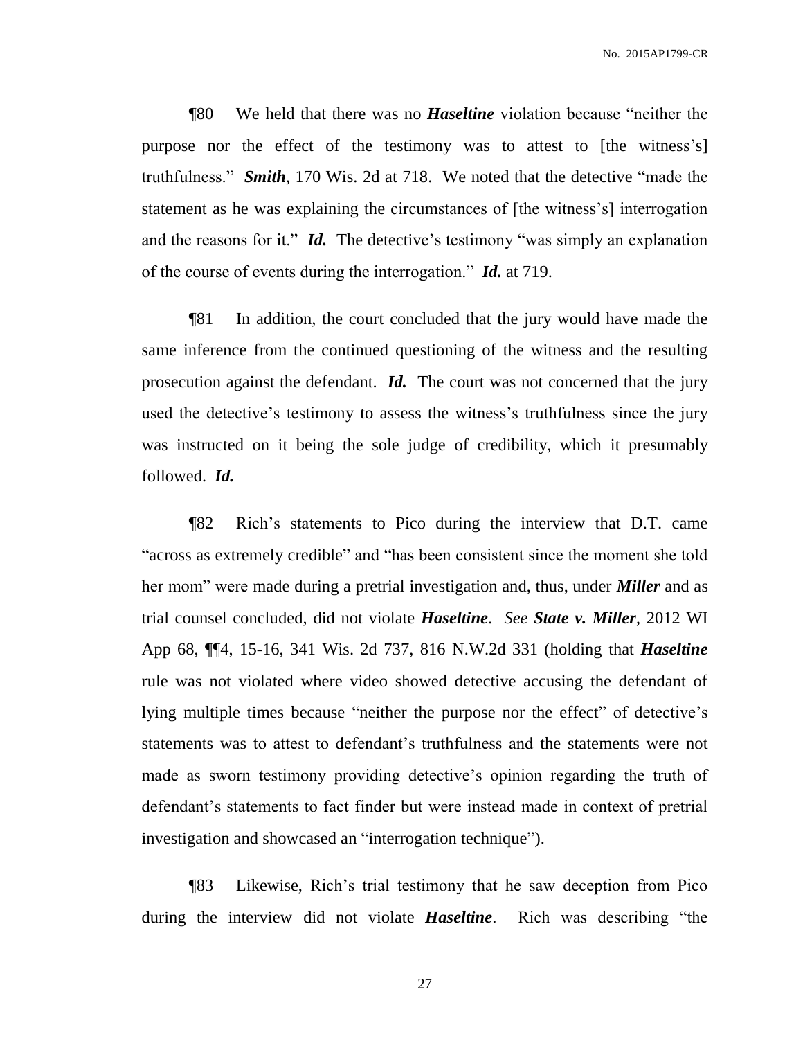¶80 We held that there was no ***Haseltine*** violation because "neither the purpose nor the effect of the testimony was to attest to [the witness's] truthfulness." ***Smith***, 170 Wis. 2d at 718. We noted that the detective "made the statement as he was explaining the circumstances of [the witness's] interrogation and the reasons for it." ***Id.*** The detective's testimony "was simply an explanation of the course of events during the interrogation." ***Id.*** at 719.

¶81 In addition, the court concluded that the jury would have made the same inference from the continued questioning of the witness and the resulting prosecution against the defendant. ***Id.*** The court was not concerned that the jury used the detective's testimony to assess the witness's truthfulness since the jury was instructed on it being the sole judge of credibility, which it presumably followed. ***Id.***

¶82 Rich's statements to Pico during the interview that D.T. came "across as extremely credible" and "has been consistent since the moment she told her mom" were made during a pretrial investigation and, thus, under ***Miller*** and as trial counsel concluded, did not violate ***Haseltine***. *See* ***State v. Miller***, 2012 WI App 68, ¶¶4, 15-16, 341 Wis. 2d 737, 816 N.W.2d 331 (holding that ***Haseltine*** rule was not violated where video showed detective accusing the defendant of lying multiple times because "neither the purpose nor the effect" of detective's statements was to attest to defendant's truthfulness and the statements were not made as sworn testimony providing detective's opinion regarding the truth of defendant's statements to fact finder but were instead made in context of pretrial investigation and showcased an "interrogation technique").

¶83 Likewise, Rich's trial testimony that he saw deception from Pico during the interview did not violate ***Haseltine***. Rich was describing "the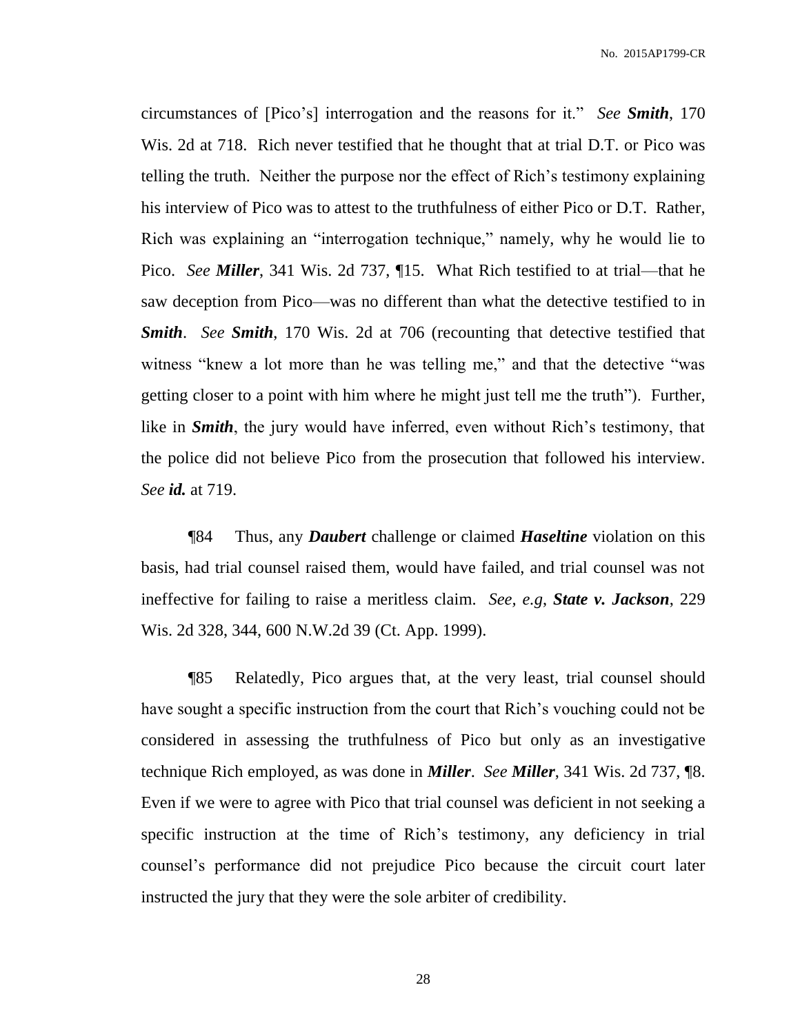circumstances of [Pico's] interrogation and the reasons for it." *See **Smith***, 170 Wis. 2d at 718. Rich never testified that he thought that at trial D.T. or Pico was telling the truth. Neither the purpose nor the effect of Rich's testimony explaining his interview of Pico was to attest to the truthfulness of either Pico or D.T. Rather, Rich was explaining an "interrogation technique," namely, why he would lie to Pico. *See **Miller***, 341 Wis. 2d 737, ¶15. What Rich testified to at trial—that he saw deception from Pico—was no different than what the detective testified to in ***Smith***. *See **Smith***, 170 Wis. 2d at 706 (recounting that detective testified that witness "knew a lot more than he was telling me," and that the detective "was getting closer to a point with him where he might just tell me the truth"). Further, like in ***Smith***, the jury would have inferred, even without Rich's testimony, that the police did not believe Pico from the prosecution that followed his interview. *See **id.*** at 719.

¶84 Thus, any ***Daubert*** challenge or claimed ***Haseltine*** violation on this basis, had trial counsel raised them, would have failed, and trial counsel was not ineffective for failing to raise a meritless claim. *See, e.g*, ***State v. Jackson***, 229 Wis. 2d 328, 344, 600 N.W.2d 39 (Ct. App. 1999).

¶85 Relatedly, Pico argues that, at the very least, trial counsel should have sought a specific instruction from the court that Rich's vouching could not be considered in assessing the truthfulness of Pico but only as an investigative technique Rich employed, as was done in ***Miller***. *See **Miller***, 341 Wis. 2d 737, ¶8. Even if we were to agree with Pico that trial counsel was deficient in not seeking a specific instruction at the time of Rich's testimony, any deficiency in trial counsel's performance did not prejudice Pico because the circuit court later instructed the jury that they were the sole arbiter of credibility.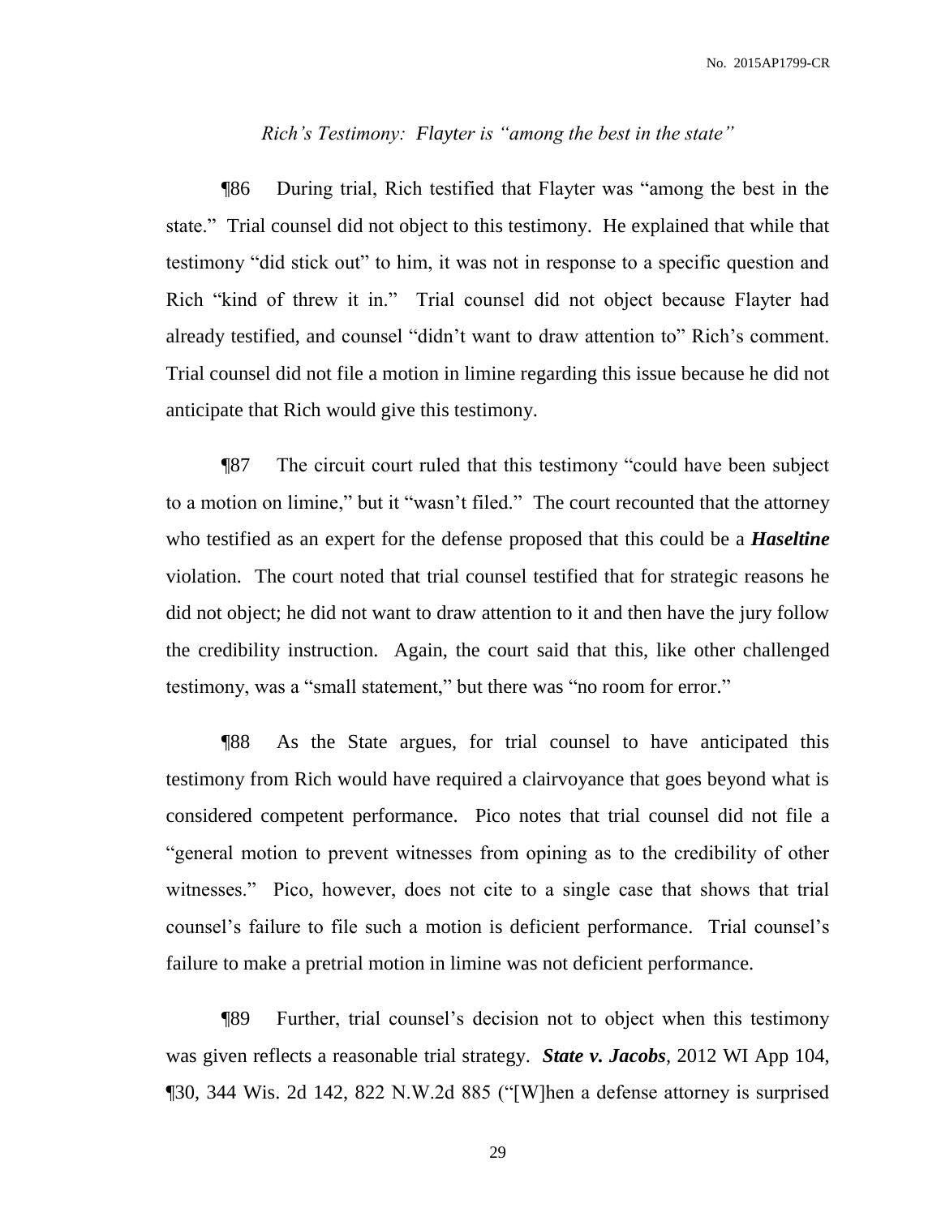*Rich's Testimony: Flayter is "among the best in the state"*

¶86 During trial, Rich testified that Flayter was "among the best in the state." Trial counsel did not object to this testimony. He explained that while that testimony "did stick out" to him, it was not in response to a specific question and Rich "kind of threw it in." Trial counsel did not object because Flayter had already testified, and counsel "didn't want to draw attention to" Rich's comment. Trial counsel did not file a motion in limine regarding this issue because he did not anticipate that Rich would give this testimony.

¶87 The circuit court ruled that this testimony "could have been subject to a motion on limine," but it "wasn't filed." The court recounted that the attorney who testified as an expert for the defense proposed that this could be a ***Haseltine*** violation. The court noted that trial counsel testified that for strategic reasons he did not object; he did not want to draw attention to it and then have the jury follow the credibility instruction. Again, the court said that this, like other challenged testimony, was a "small statement," but there was "no room for error."

¶88 As the State argues, for trial counsel to have anticipated this testimony from Rich would have required a clairvoyance that goes beyond what is considered competent performance. Pico notes that trial counsel did not file a "general motion to prevent witnesses from opining as to the credibility of other witnesses." Pico, however, does not cite to a single case that shows that trial counsel's failure to file such a motion is deficient performance. Trial counsel's failure to make a pretrial motion in limine was not deficient performance.

¶89 Further, trial counsel's decision not to object when this testimony was given reflects a reasonable trial strategy. ***State v. Jacobs***, 2012 WI App 104, ¶30, 344 Wis. 2d 142, 822 N.W.2d 885 ("[W]hen a defense attorney is surprised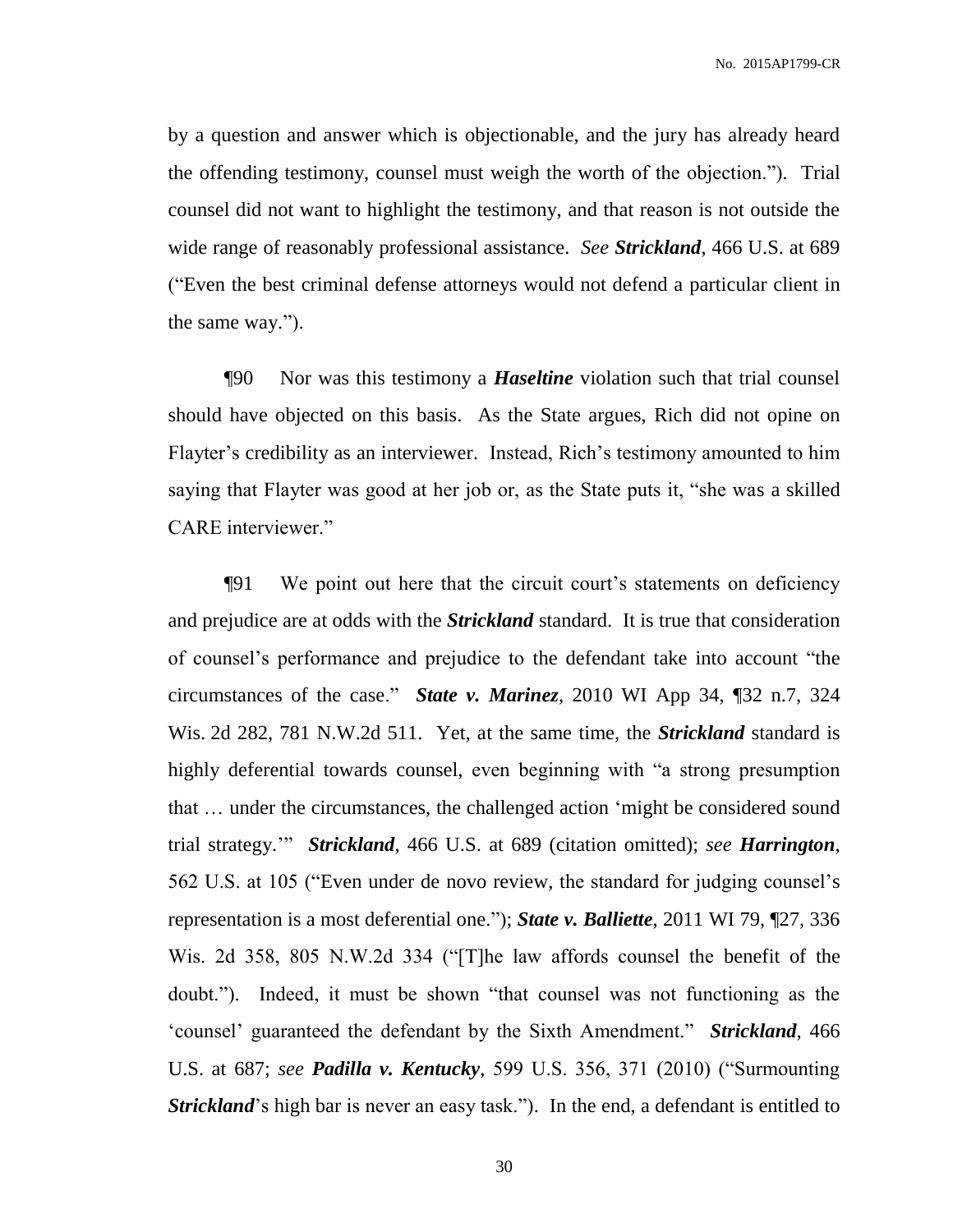by a question and answer which is objectionable, and the jury has already heard the offending testimony, counsel must weigh the worth of the objection."). Trial counsel did not want to highlight the testimony, and that reason is not outside the wide range of reasonably professional assistance. *See* ***Strickland***, 466 U.S. at 689 ("Even the best criminal defense attorneys would not defend a particular client in the same way.").

¶90 Nor was this testimony a ***Haseltine*** violation such that trial counsel should have objected on this basis. As the State argues, Rich did not opine on Flayter's credibility as an interviewer. Instead, Rich's testimony amounted to him saying that Flayter was good at her job or, as the State puts it, "she was a skilled CARE interviewer."

¶91 We point out here that the circuit court's statements on deficiency and prejudice are at odds with the ***Strickland*** standard. It is true that consideration of counsel's performance and prejudice to the defendant take into account "the circumstances of the case." ***State v. Marinez***, 2010 WI App 34, ¶32 n.7, 324 Wis. 2d 282, 781 N.W.2d 511. Yet, at the same time, the ***Strickland*** standard is highly deferential towards counsel, even beginning with "a strong presumption that … under the circumstances, the challenged action 'might be considered sound trial strategy.'" ***Strickland***, 466 U.S. at 689 (citation omitted); *see* ***Harrington***, 562 U.S. at 105 ("Even under de novo review, the standard for judging counsel's representation is a most deferential one."); ***State v. Balliette***, 2011 WI 79, ¶27, 336 Wis. 2d 358, 805 N.W.2d 334 ("[T]he law affords counsel the benefit of the doubt."). Indeed, it must be shown "that counsel was not functioning as the 'counsel' guaranteed the defendant by the Sixth Amendment." ***Strickland***, 466 U.S. at 687; *see* ***Padilla v. Kentucky***, 599 U.S. 356, 371 (2010) ("Surmounting ***Strickland***'s high bar is never an easy task."). In the end, a defendant is entitled to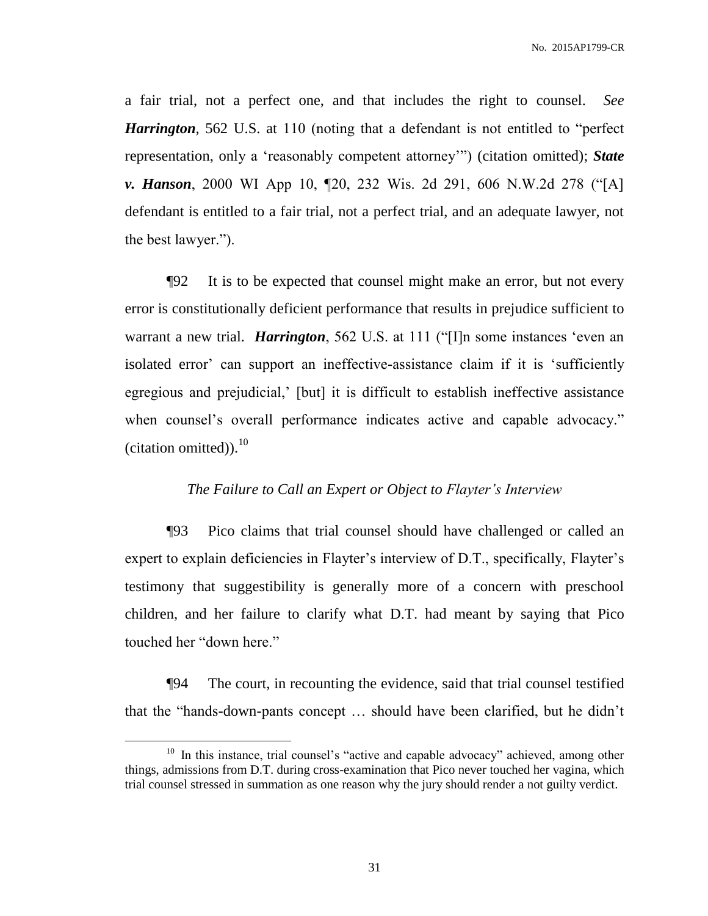a fair trial, not a perfect one, and that includes the right to counsel. *See* ***Harrington***, 562 U.S. at 110 (noting that a defendant is not entitled to "perfect representation, only a 'reasonably competent attorney'") (citation omitted); ***State v. Hanson***, 2000 WI App 10, ¶20, 232 Wis. 2d 291, 606 N.W.2d 278 ("[A] defendant is entitled to a fair trial, not a perfect trial, and an adequate lawyer, not the best lawyer.").

¶92 It is to be expected that counsel might make an error, but not every error is constitutionally deficient performance that results in prejudice sufficient to warrant a new trial. ***Harrington***, 562 U.S. at 111 ("[I]n some instances 'even an isolated error' can support an ineffective-assistance claim if it is 'sufficiently egregious and prejudicial,' [but] it is difficult to establish ineffective assistance when counsel's overall performance indicates active and capable advocacy." (citation omitted)).[10]

*The Failure to Call an Expert or Object to Flayter's Interview*

¶93 Pico claims that trial counsel should have challenged or called an expert to explain deficiencies in Flayter's interview of D.T., specifically, Flayter's testimony that suggestibility is generally more of a concern with preschool children, and her failure to clarify what D.T. had meant by saying that Pico touched her "down here."

¶94 The court, in recounting the evidence, said that trial counsel testified that the "hands-down-pants concept … should have been clarified, but he didn't

[10] In this instance, trial counsel's "active and capable advocacy" achieved, among other things, admissions from D.T. during cross-examination that Pico never touched her vagina, which trial counsel stressed in summation as one reason why the jury should render a not guilty verdict.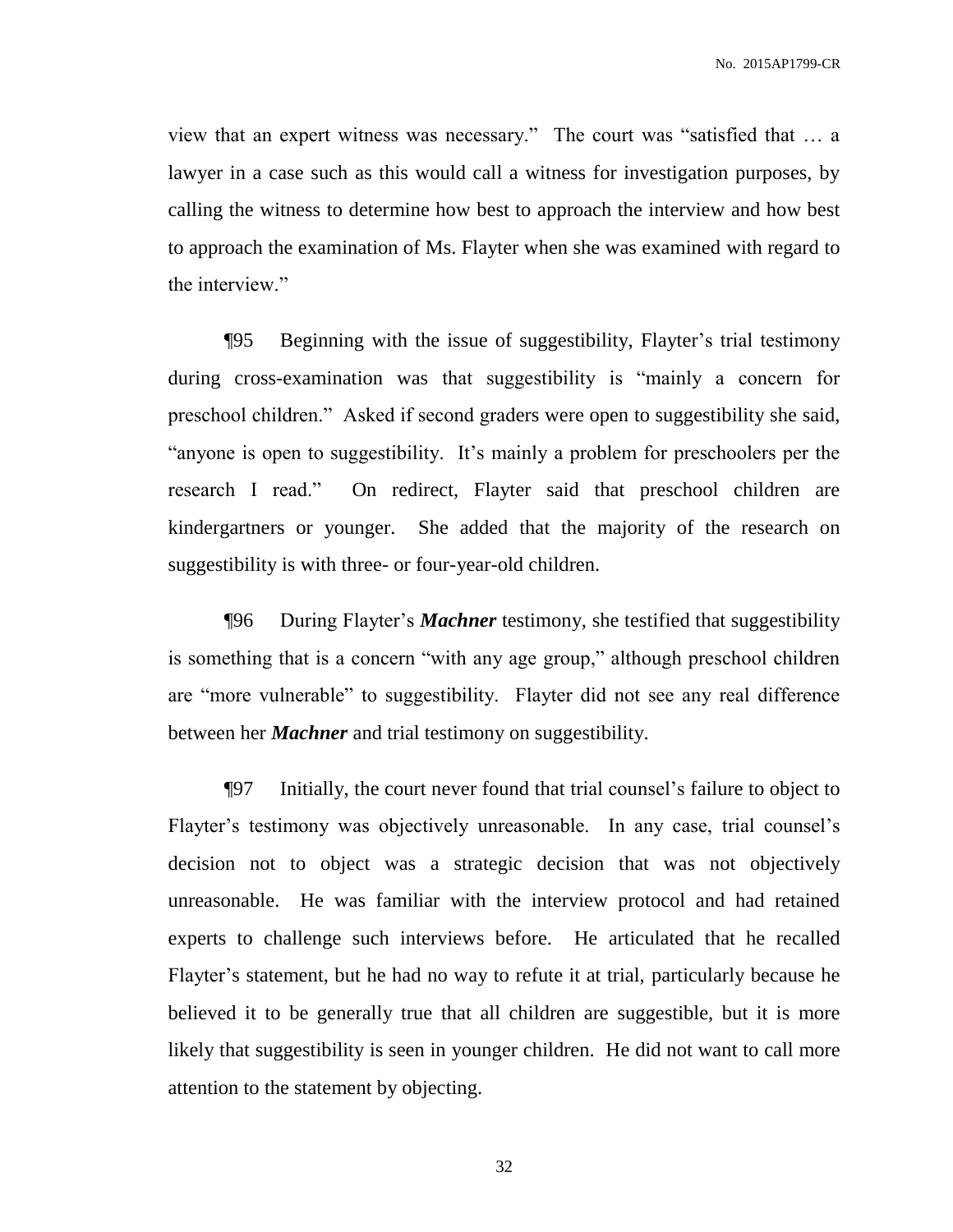view that an expert witness was necessary." The court was "satisfied that … a lawyer in a case such as this would call a witness for investigation purposes, by calling the witness to determine how best to approach the interview and how best to approach the examination of Ms. Flayter when she was examined with regard to the interview."

¶95 Beginning with the issue of suggestibility, Flayter's trial testimony during cross-examination was that suggestibility is "mainly a concern for preschool children." Asked if second graders were open to suggestibility she said, "anyone is open to suggestibility. It's mainly a problem for preschoolers per the research I read." On redirect, Flayter said that preschool children are kindergartners or younger. She added that the majority of the research on suggestibility is with three- or four-year-old children.

¶96 During Flayter's ***Machner*** testimony, she testified that suggestibility is something that is a concern "with any age group," although preschool children are "more vulnerable" to suggestibility. Flayter did not see any real difference between her ***Machner*** and trial testimony on suggestibility.

¶97 Initially, the court never found that trial counsel's failure to object to Flayter's testimony was objectively unreasonable. In any case, trial counsel's decision not to object was a strategic decision that was not objectively unreasonable. He was familiar with the interview protocol and had retained experts to challenge such interviews before. He articulated that he recalled Flayter's statement, but he had no way to refute it at trial, particularly because he believed it to be generally true that all children are suggestible, but it is more likely that suggestibility is seen in younger children. He did not want to call more attention to the statement by objecting.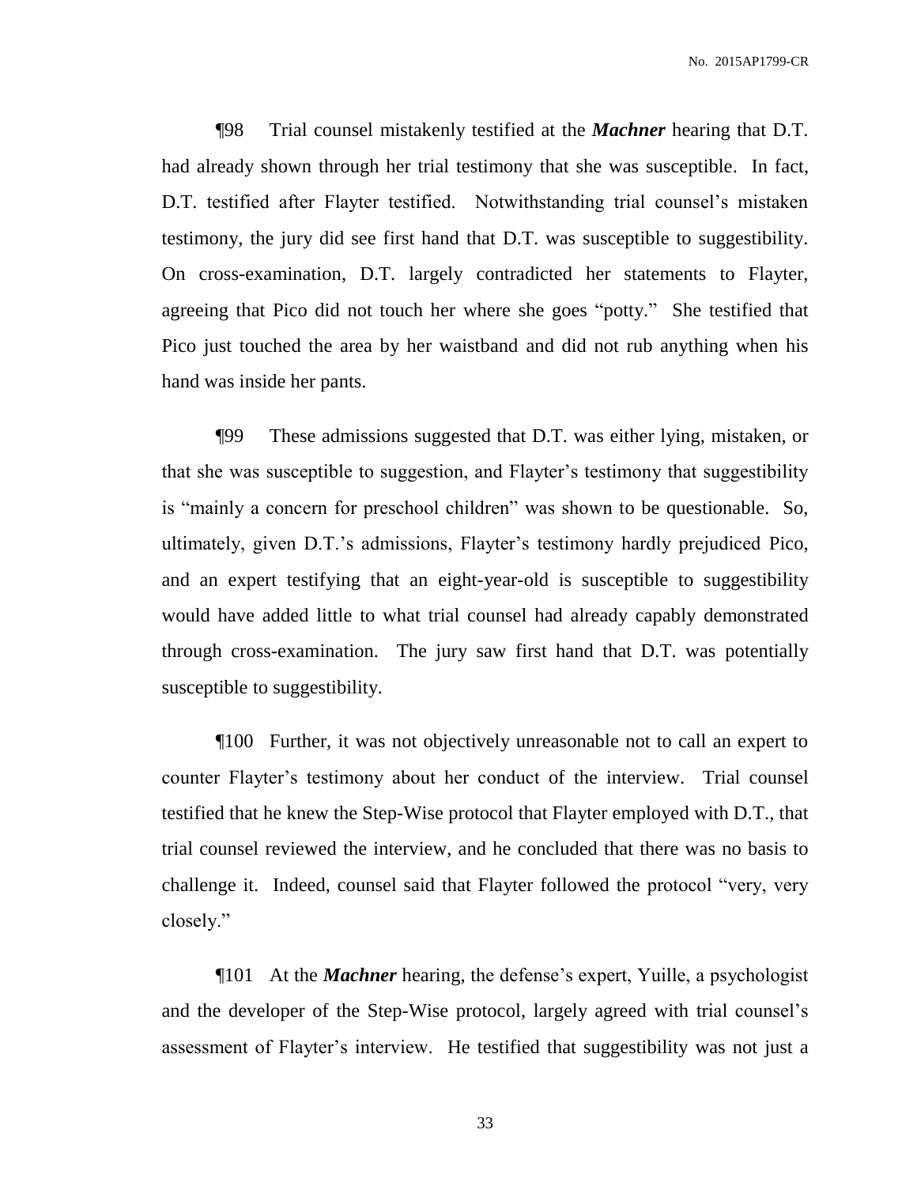¶98 Trial counsel mistakenly testified at the ***Machner*** hearing that D.T. had already shown through her trial testimony that she was susceptible. In fact, D.T. testified after Flayter testified. Notwithstanding trial counsel's mistaken testimony, the jury did see first hand that D.T. was susceptible to suggestibility. On cross-examination, D.T. largely contradicted her statements to Flayter, agreeing that Pico did not touch her where she goes "potty." She testified that Pico just touched the area by her waistband and did not rub anything when his hand was inside her pants.

¶99 These admissions suggested that D.T. was either lying, mistaken, or that she was susceptible to suggestion, and Flayter's testimony that suggestibility is "mainly a concern for preschool children" was shown to be questionable. So, ultimately, given D.T.'s admissions, Flayter's testimony hardly prejudiced Pico, and an expert testifying that an eight-year-old is susceptible to suggestibility would have added little to what trial counsel had already capably demonstrated through cross-examination. The jury saw first hand that D.T. was potentially susceptible to suggestibility.

¶100 Further, it was not objectively unreasonable not to call an expert to counter Flayter's testimony about her conduct of the interview. Trial counsel testified that he knew the Step-Wise protocol that Flayter employed with D.T., that trial counsel reviewed the interview, and he concluded that there was no basis to challenge it. Indeed, counsel said that Flayter followed the protocol "very, very closely."

¶101 At the ***Machner*** hearing, the defense's expert, Yuille, a psychologist and the developer of the Step-Wise protocol, largely agreed with trial counsel's assessment of Flayter's interview. He testified that suggestibility was not just a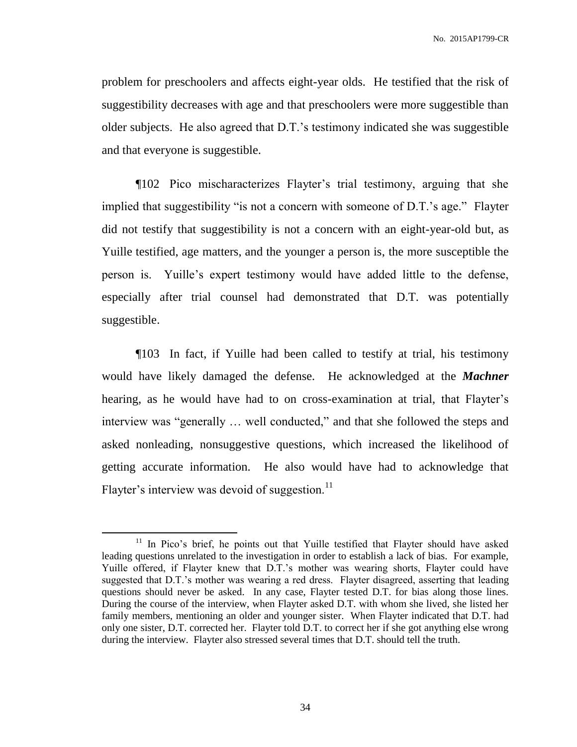problem for preschoolers and affects eight-year olds. He testified that the risk of suggestibility decreases with age and that preschoolers were more suggestible than older subjects. He also agreed that D.T.'s testimony indicated she was suggestible and that everyone is suggestible.

¶102 Pico mischaracterizes Flayter's trial testimony, arguing that she implied that suggestibility "is not a concern with someone of D.T.'s age." Flayter did not testify that suggestibility is not a concern with an eight-year-old but, as Yuille testified, age matters, and the younger a person is, the more susceptible the person is. Yuille's expert testimony would have added little to the defense, especially after trial counsel had demonstrated that D.T. was potentially suggestible.

¶103 In fact, if Yuille had been called to testify at trial, his testimony would have likely damaged the defense. He acknowledged at the ***Machner*** hearing, as he would have had to on cross-examination at trial, that Flayter's interview was "generally … well conducted," and that she followed the steps and asked nonleading, nonsuggestive questions, which increased the likelihood of getting accurate information. He also would have had to acknowledge that Flayter's interview was devoid of suggestion.[11]

[11] In Pico's brief, he points out that Yuille testified that Flayter should have asked leading questions unrelated to the investigation in order to establish a lack of bias. For example, Yuille offered, if Flayter knew that D.T.'s mother was wearing shorts, Flayter could have suggested that D.T.'s mother was wearing a red dress. Flayter disagreed, asserting that leading questions should never be asked. In any case, Flayter tested D.T. for bias along those lines. During the course of the interview, when Flayter asked D.T. with whom she lived, she listed her family members, mentioning an older and younger sister. When Flayter indicated that D.T. had only one sister, D.T. corrected her. Flayter told D.T. to correct her if she got anything else wrong during the interview. Flayter also stressed several times that D.T. should tell the truth.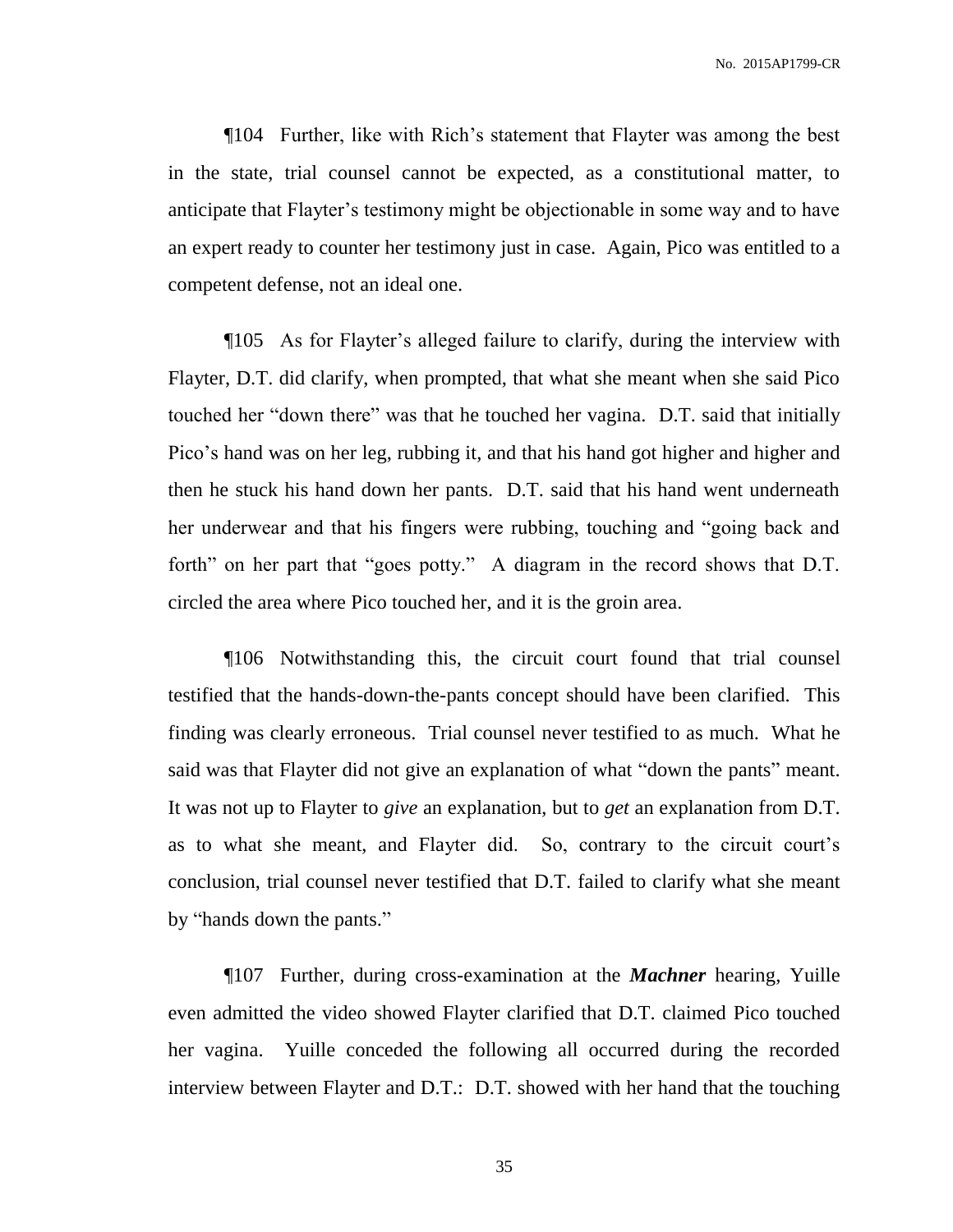¶104 Further, like with Rich's statement that Flayter was among the best in the state, trial counsel cannot be expected, as a constitutional matter, to anticipate that Flayter's testimony might be objectionable in some way and to have an expert ready to counter her testimony just in case. Again, Pico was entitled to a competent defense, not an ideal one.

¶105 As for Flayter's alleged failure to clarify, during the interview with Flayter, D.T. did clarify, when prompted, that what she meant when she said Pico touched her "down there" was that he touched her vagina. D.T. said that initially Pico's hand was on her leg, rubbing it, and that his hand got higher and higher and then he stuck his hand down her pants. D.T. said that his hand went underneath her underwear and that his fingers were rubbing, touching and "going back and forth" on her part that "goes potty." A diagram in the record shows that D.T. circled the area where Pico touched her, and it is the groin area.

¶106 Notwithstanding this, the circuit court found that trial counsel testified that the hands-down-the-pants concept should have been clarified. This finding was clearly erroneous. Trial counsel never testified to as much. What he said was that Flayter did not give an explanation of what "down the pants" meant. It was not up to Flayter to *give* an explanation, but to *get* an explanation from D.T. as to what she meant, and Flayter did. So, contrary to the circuit court's conclusion, trial counsel never testified that D.T. failed to clarify what she meant by "hands down the pants."

¶107 Further, during cross-examination at the ***Machner*** hearing, Yuille even admitted the video showed Flayter clarified that D.T. claimed Pico touched her vagina. Yuille conceded the following all occurred during the recorded interview between Flayter and D.T.: D.T. showed with her hand that the touching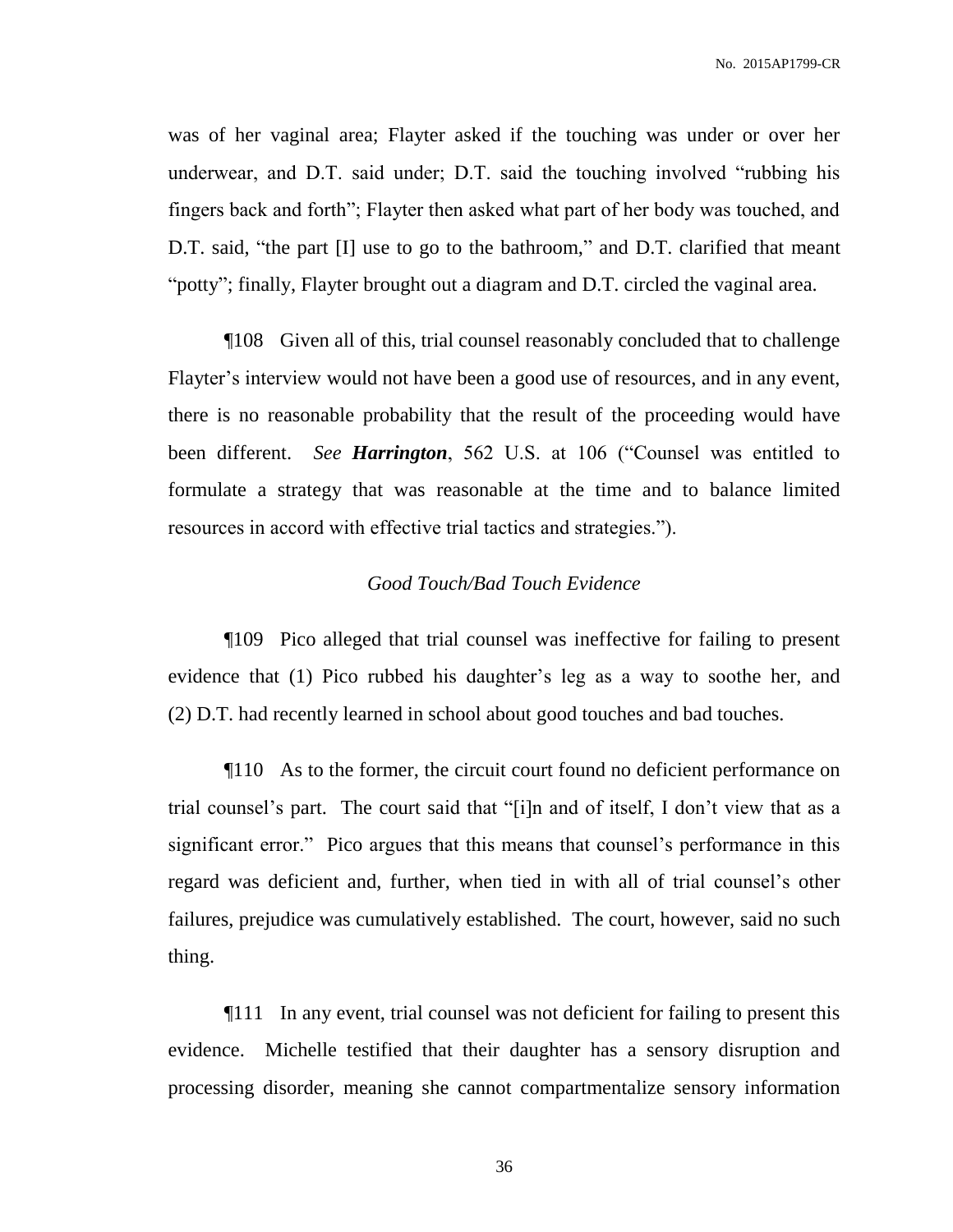was of her vaginal area; Flayter asked if the touching was under or over her underwear, and D.T. said under; D.T. said the touching involved "rubbing his fingers back and forth"; Flayter then asked what part of her body was touched, and D.T. said, "the part [I] use to go to the bathroom," and D.T. clarified that meant "potty"; finally, Flayter brought out a diagram and D.T. circled the vaginal area.

¶108 Given all of this, trial counsel reasonably concluded that to challenge Flayter's interview would not have been a good use of resources, and in any event, there is no reasonable probability that the result of the proceeding would have been different. *See* ***Harrington***, 562 U.S. at 106 ("Counsel was entitled to formulate a strategy that was reasonable at the time and to balance limited resources in accord with effective trial tactics and strategies.").

### *Good Touch/Bad Touch Evidence*

¶109 Pico alleged that trial counsel was ineffective for failing to present evidence that (1) Pico rubbed his daughter's leg as a way to soothe her, and (2) D.T. had recently learned in school about good touches and bad touches.

¶110 As to the former, the circuit court found no deficient performance on trial counsel's part. The court said that "[i]n and of itself, I don't view that as a significant error." Pico argues that this means that counsel's performance in this regard was deficient and, further, when tied in with all of trial counsel's other failures, prejudice was cumulatively established. The court, however, said no such thing.

¶111 In any event, trial counsel was not deficient for failing to present this evidence. Michelle testified that their daughter has a sensory disruption and processing disorder, meaning she cannot compartmentalize sensory information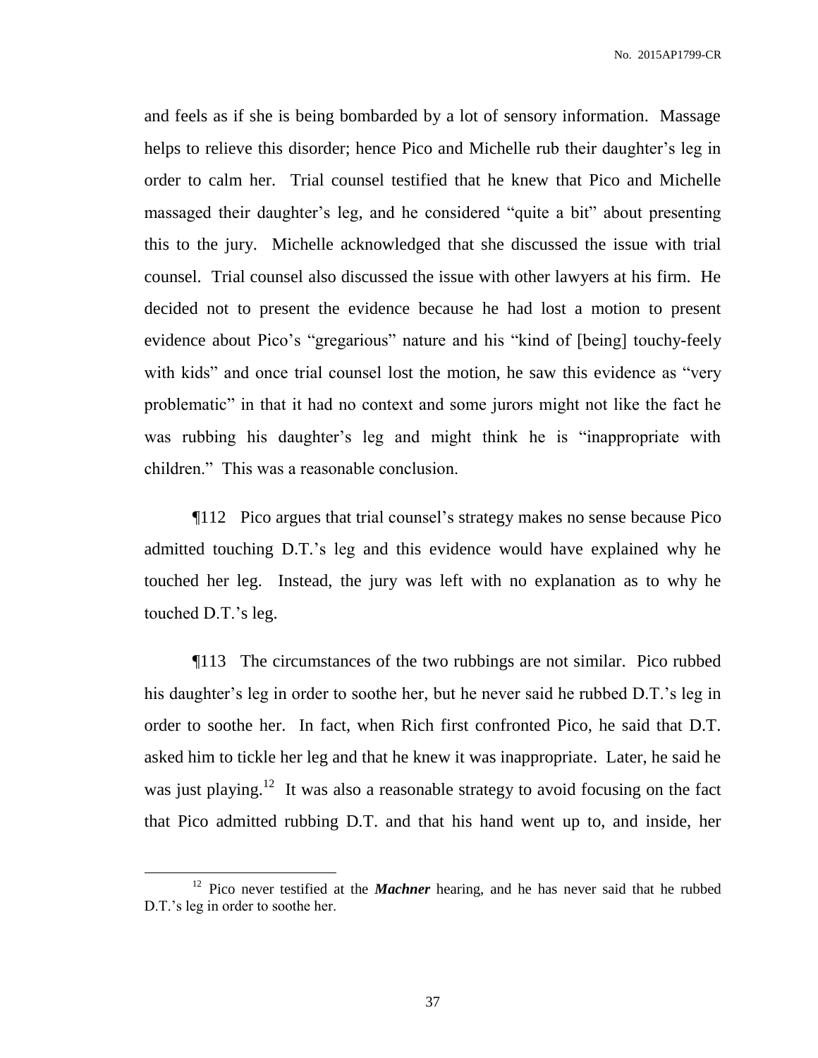and feels as if she is being bombarded by a lot of sensory information. Massage helps to relieve this disorder; hence Pico and Michelle rub their daughter's leg in order to calm her. Trial counsel testified that he knew that Pico and Michelle massaged their daughter's leg, and he considered "quite a bit" about presenting this to the jury. Michelle acknowledged that she discussed the issue with trial counsel. Trial counsel also discussed the issue with other lawyers at his firm. He decided not to present the evidence because he had lost a motion to present evidence about Pico's "gregarious" nature and his "kind of [being] touchy-feely with kids" and once trial counsel lost the motion, he saw this evidence as "very problematic" in that it had no context and some jurors might not like the fact he was rubbing his daughter's leg and might think he is "inappropriate with children." This was a reasonable conclusion.

¶112 Pico argues that trial counsel's strategy makes no sense because Pico admitted touching D.T.'s leg and this evidence would have explained why he touched her leg. Instead, the jury was left with no explanation as to why he touched D.T.'s leg.

¶113 The circumstances of the two rubbings are not similar. Pico rubbed his daughter's leg in order to soothe her, but he never said he rubbed D.T.'s leg in order to soothe her. In fact, when Rich first confronted Pico, he said that D.T. asked him to tickle her leg and that he knew it was inappropriate. Later, he said he was just playing.[12] It was also a reasonable strategy to avoid focusing on the fact that Pico admitted rubbing D.T. and that his hand went up to, and inside, her

[12] Pico never testified at the ***Machner*** hearing, and he has never said that he rubbed D.T.'s leg in order to soothe her.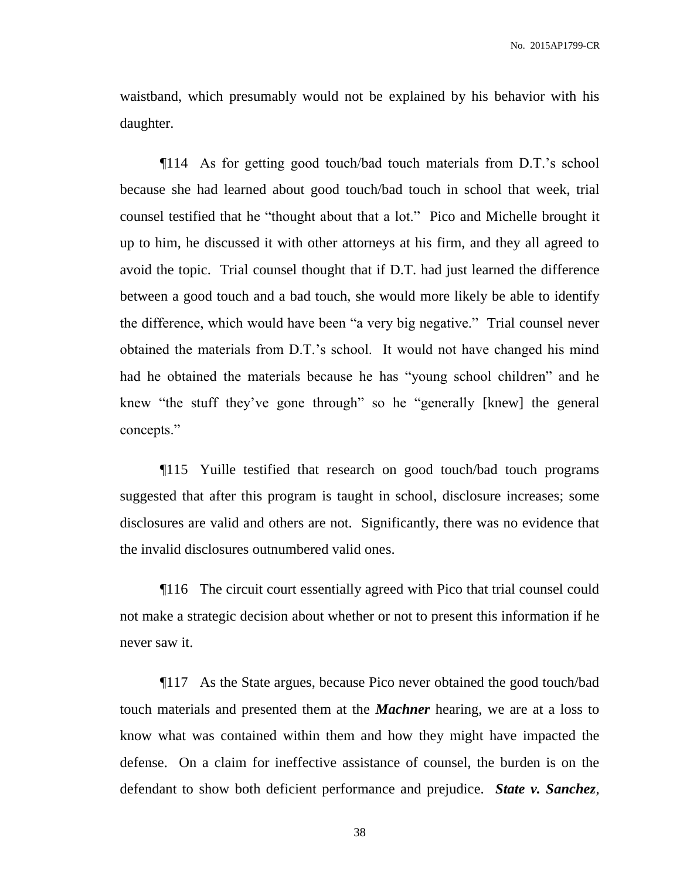waistband, which presumably would not be explained by his behavior with his daughter.

¶114 As for getting good touch/bad touch materials from D.T.'s school because she had learned about good touch/bad touch in school that week, trial counsel testified that he "thought about that a lot." Pico and Michelle brought it up to him, he discussed it with other attorneys at his firm, and they all agreed to avoid the topic. Trial counsel thought that if D.T. had just learned the difference between a good touch and a bad touch, she would more likely be able to identify the difference, which would have been "a very big negative." Trial counsel never obtained the materials from D.T.'s school. It would not have changed his mind had he obtained the materials because he has "young school children" and he knew "the stuff they've gone through" so he "generally [knew] the general concepts."

¶115 Yuille testified that research on good touch/bad touch programs suggested that after this program is taught in school, disclosure increases; some disclosures are valid and others are not. Significantly, there was no evidence that the invalid disclosures outnumbered valid ones.

¶116 The circuit court essentially agreed with Pico that trial counsel could not make a strategic decision about whether or not to present this information if he never saw it.

¶117 As the State argues, because Pico never obtained the good touch/bad touch materials and presented them at the ***Machner*** hearing, we are at a loss to know what was contained within them and how they might have impacted the defense. On a claim for ineffective assistance of counsel, the burden is on the defendant to show both deficient performance and prejudice. ***State v. Sanchez***,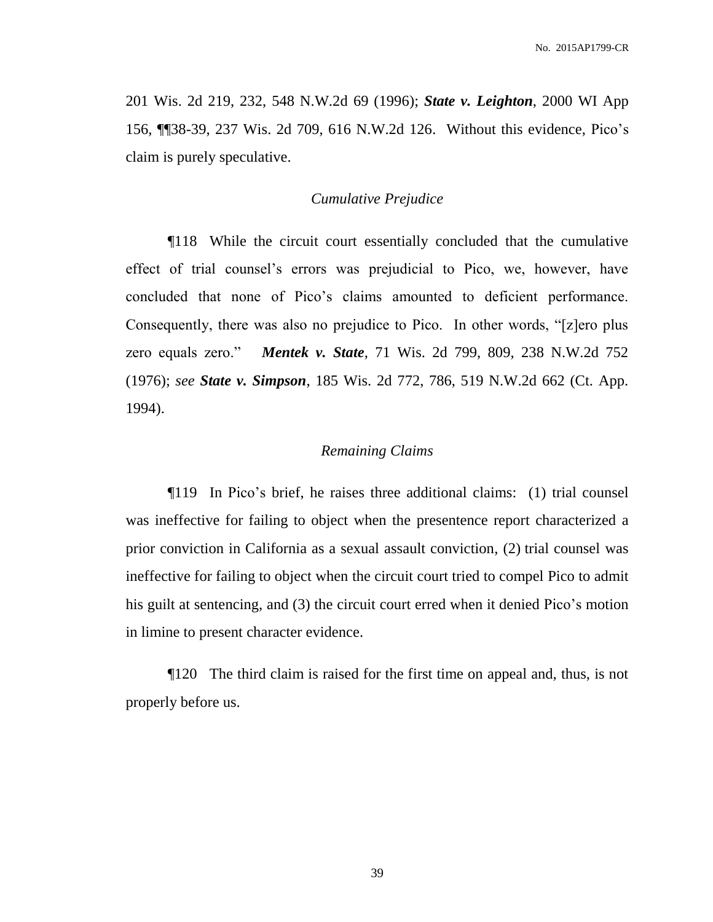201 Wis. 2d 219, 232, 548 N.W.2d 69 (1996); ***State v. Leighton***, 2000 WI App 156, ¶¶38-39, 237 Wis. 2d 709, 616 N.W.2d 126. Without this evidence, Pico's claim is purely speculative.

*Cumulative Prejudice*

¶118 While the circuit court essentially concluded that the cumulative effect of trial counsel's errors was prejudicial to Pico, we, however, have concluded that none of Pico's claims amounted to deficient performance. Consequently, there was also no prejudice to Pico. In other words, "[z]ero plus zero equals zero." ***Mentek v. State***, 71 Wis. 2d 799, 809, 238 N.W.2d 752 (1976); *see* ***State v. Simpson***, 185 Wis. 2d 772, 786, 519 N.W.2d 662 (Ct. App. 1994).

*Remaining Claims*

¶119 In Pico's brief, he raises three additional claims: (1) trial counsel was ineffective for failing to object when the presentence report characterized a prior conviction in California as a sexual assault conviction, (2) trial counsel was ineffective for failing to object when the circuit court tried to compel Pico to admit his guilt at sentencing, and (3) the circuit court erred when it denied Pico's motion in limine to present character evidence.

¶120 The third claim is raised for the first time on appeal and, thus, is not properly before us.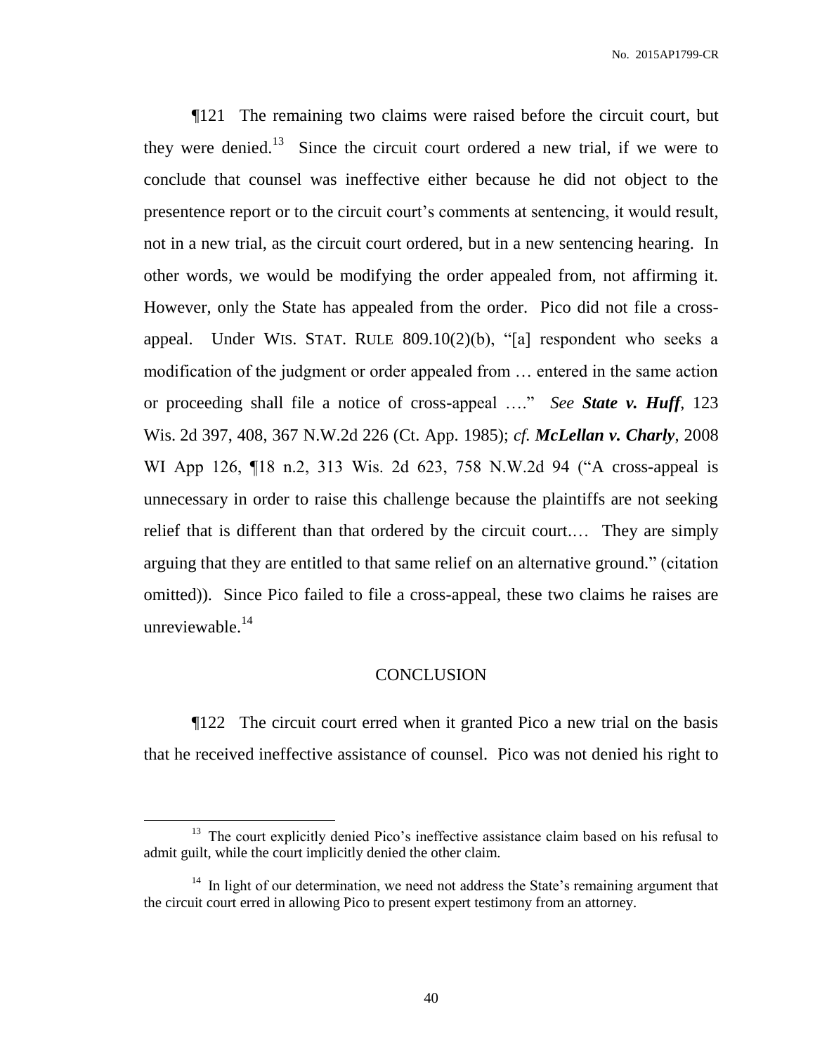¶121 The remaining two claims were raised before the circuit court, but they were denied.[13] Since the circuit court ordered a new trial, if we were to conclude that counsel was ineffective either because he did not object to the presentence report or to the circuit court's comments at sentencing, it would result, not in a new trial, as the circuit court ordered, but in a new sentencing hearing. In other words, we would be modifying the order appealed from, not affirming it. However, only the State has appealed from the order. Pico did not file a cross-appeal. Under WIS. STAT. RULE 809.10(2)(b), "[a] respondent who seeks a modification of the judgment or order appealed from … entered in the same action or proceeding shall file a notice of cross-appeal …." *See* ***State v. Huff***, 123 Wis. 2d 397, 408, 367 N.W.2d 226 (Ct. App. 1985); *cf.* ***McLellan v. Charly***, 2008 WI App 126, ¶18 n.2, 313 Wis. 2d 623, 758 N.W.2d 94 ("A cross-appeal is unnecessary in order to raise this challenge because the plaintiffs are not seeking relief that is different than that ordered by the circuit court.… They are simply arguing that they are entitled to that same relief on an alternative ground." (citation omitted)). Since Pico failed to file a cross-appeal, these two claims he raises are unreviewable.[14]

## CONCLUSION

¶122 The circuit court erred when it granted Pico a new trial on the basis that he received ineffective assistance of counsel. Pico was not denied his right to

---

[13] The court explicitly denied Pico's ineffective assistance claim based on his refusal to admit guilt, while the court implicitly denied the other claim.

[14] In light of our determination, we need not address the State's remaining argument that the circuit court erred in allowing Pico to present expert testimony from an attorney.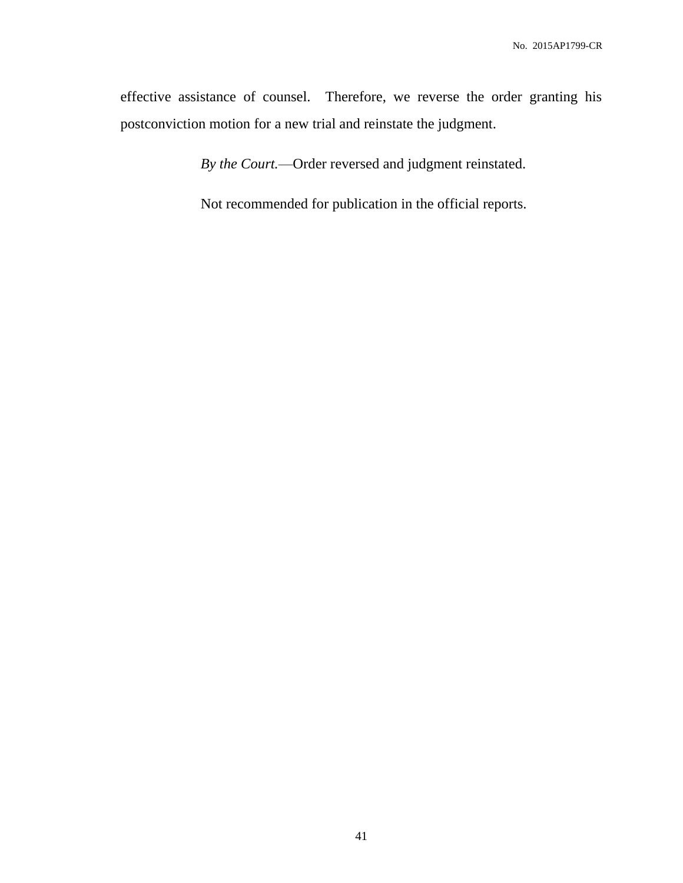effective assistance of counsel. Therefore, we reverse the order granting his postconviction motion for a new trial and reinstate the judgment.

*By the Court.*—Order reversed and judgment reinstated.

Not recommended for publication in the official reports.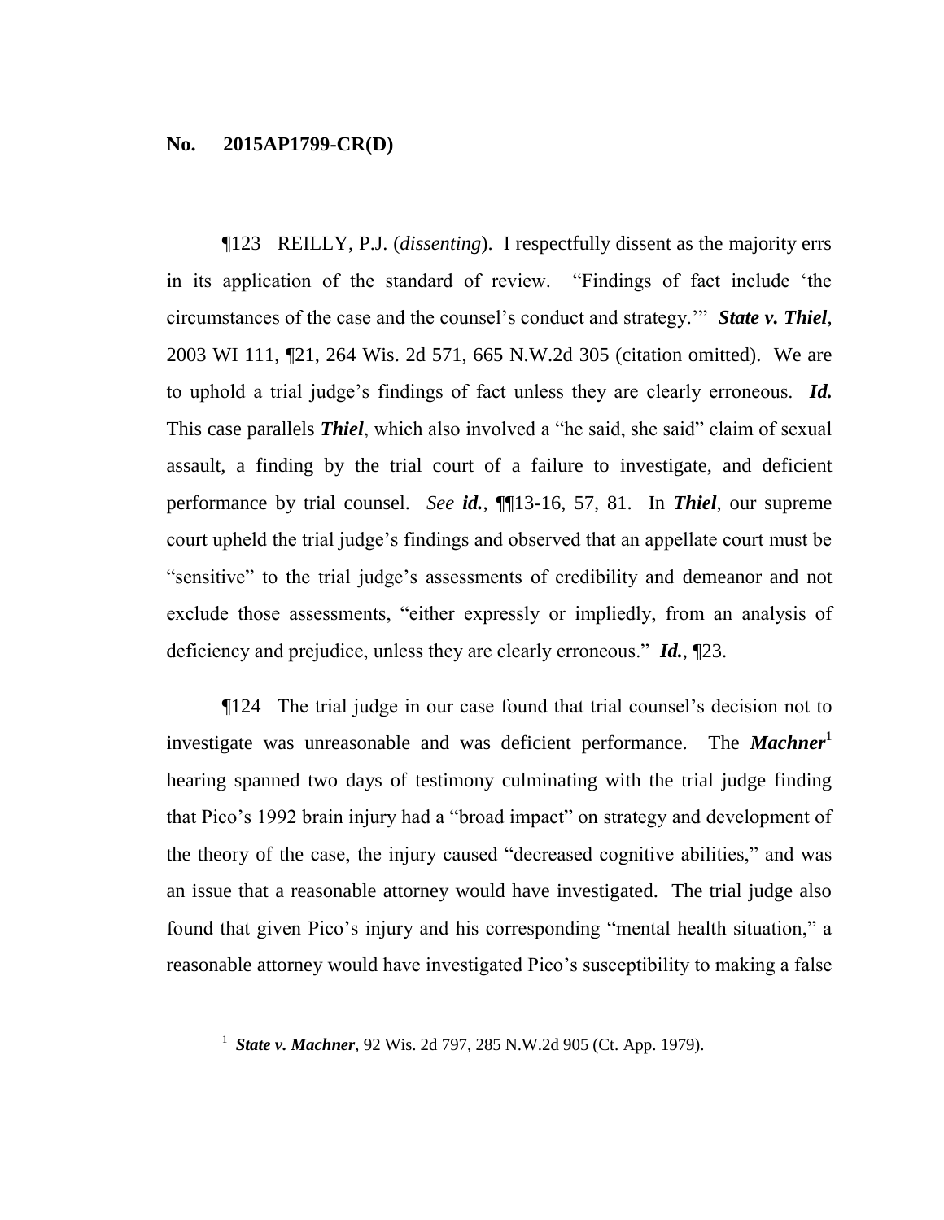**No. 2015AP1799-CR(D)**

¶123 REILLY, P.J. (*dissenting*). I respectfully dissent as the majority errs in its application of the standard of review. "Findings of fact include 'the circumstances of the case and the counsel's conduct and strategy.'" ***State v. Thiel***, 2003 WI 111, ¶21, 264 Wis. 2d 571, 665 N.W.2d 305 (citation omitted). We are to uphold a trial judge's findings of fact unless they are clearly erroneous. ***Id.*** This case parallels ***Thiel***, which also involved a "he said, she said" claim of sexual assault, a finding by the trial court of a failure to investigate, and deficient performance by trial counsel. *See* ***id.***, ¶¶13-16, 57, 81. In ***Thiel***, our supreme court upheld the trial judge's findings and observed that an appellate court must be "sensitive" to the trial judge's assessments of credibility and demeanor and not exclude those assessments, "either expressly or impliedly, from an analysis of deficiency and prejudice, unless they are clearly erroneous." ***Id.***, ¶23.

¶124 The trial judge in our case found that trial counsel's decision not to investigate was unreasonable and was deficient performance. The ***Machner***[1] hearing spanned two days of testimony culminating with the trial judge finding that Pico's 1992 brain injury had a "broad impact" on strategy and development of the theory of the case, the injury caused "decreased cognitive abilities," and was an issue that a reasonable attorney would have investigated. The trial judge also found that given Pico's injury and his corresponding "mental health situation," a reasonable attorney would have investigated Pico's susceptibility to making a false

[1] ***State v. Machner***, 92 Wis. 2d 797, 285 N.W.2d 905 (Ct. App. 1979).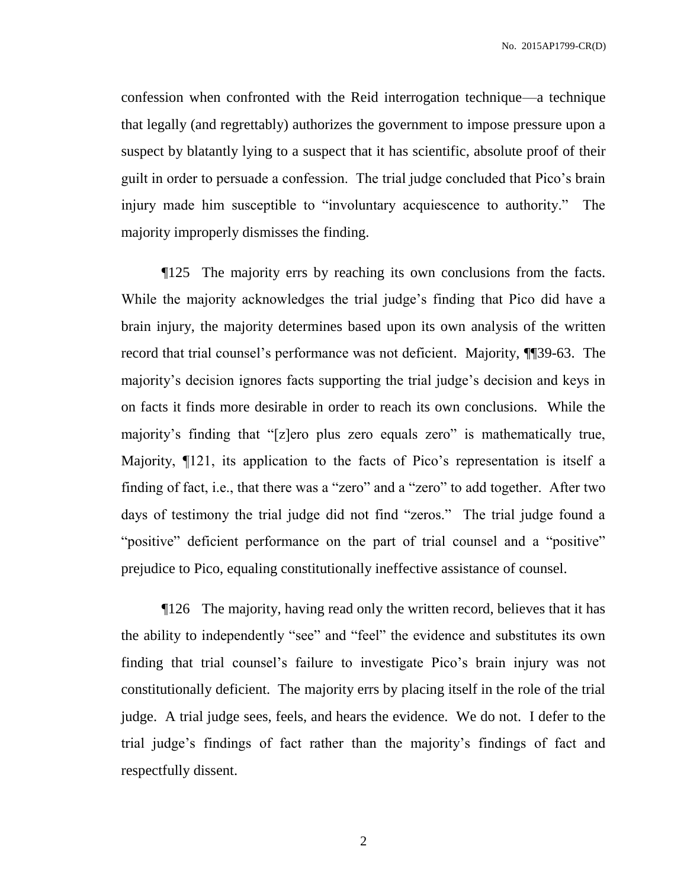confession when confronted with the Reid interrogation technique—a technique that legally (and regrettably) authorizes the government to impose pressure upon a suspect by blatantly lying to a suspect that it has scientific, absolute proof of their guilt in order to persuade a confession. The trial judge concluded that Pico's brain injury made him susceptible to "involuntary acquiescence to authority." The majority improperly dismisses the finding.

¶125 The majority errs by reaching its own conclusions from the facts. While the majority acknowledges the trial judge's finding that Pico did have a brain injury, the majority determines based upon its own analysis of the written record that trial counsel's performance was not deficient. Majority, ¶¶39-63. The majority's decision ignores facts supporting the trial judge's decision and keys in on facts it finds more desirable in order to reach its own conclusions. While the majority's finding that "[z]ero plus zero equals zero" is mathematically true, Majority, ¶121, its application to the facts of Pico's representation is itself a finding of fact, i.e., that there was a "zero" and a "zero" to add together. After two days of testimony the trial judge did not find "zeros." The trial judge found a "positive" deficient performance on the part of trial counsel and a "positive" prejudice to Pico, equaling constitutionally ineffective assistance of counsel.

¶126 The majority, having read only the written record, believes that it has the ability to independently "see" and "feel" the evidence and substitutes its own finding that trial counsel's failure to investigate Pico's brain injury was not constitutionally deficient. The majority errs by placing itself in the role of the trial judge. A trial judge sees, feels, and hears the evidence. We do not. I defer to the trial judge's findings of fact rather than the majority's findings of fact and respectfully dissent.